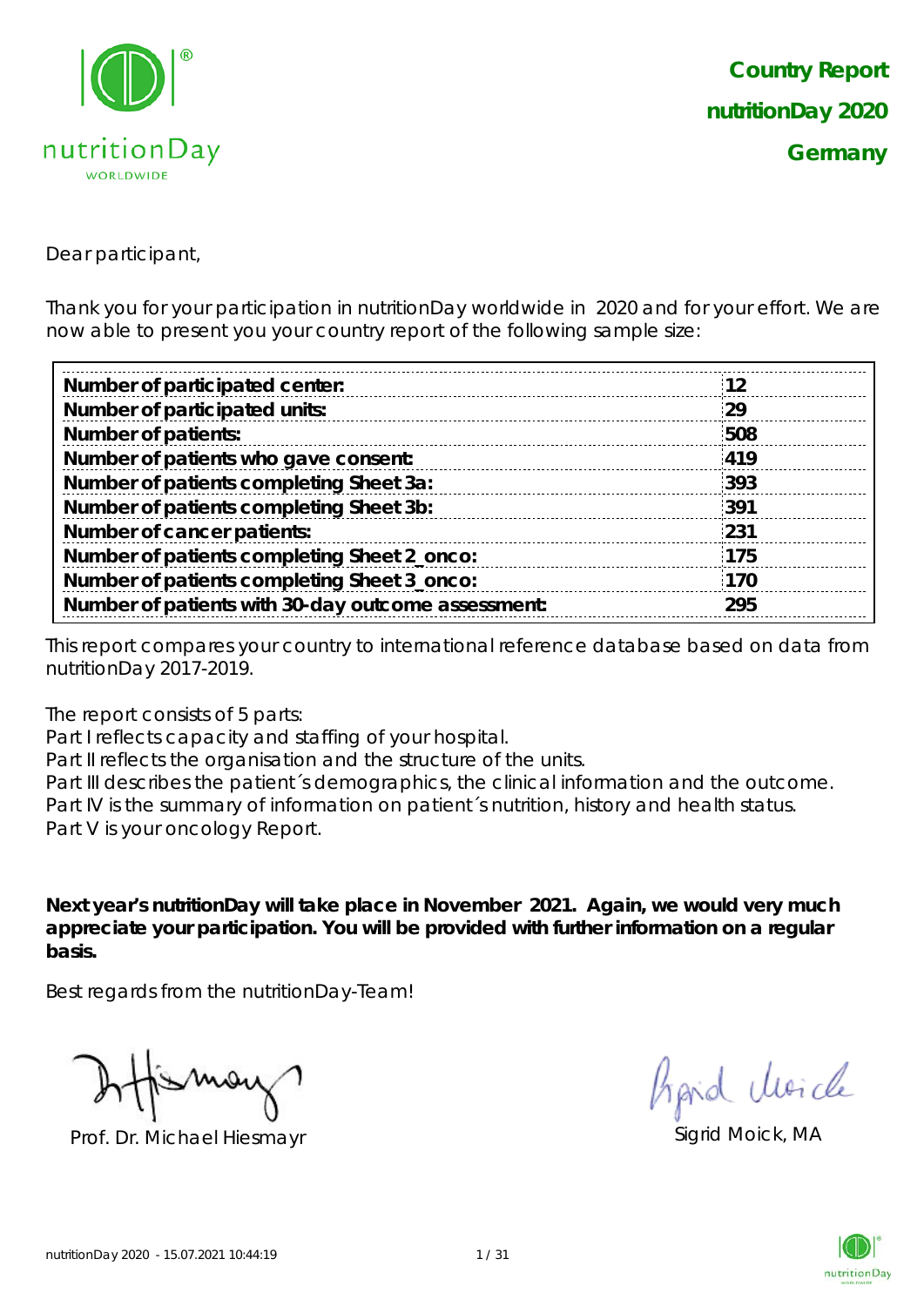**Country Report**

**nutritionDay 2020**

**Germany**

Dear participant,

Thank you for your participation in nutritionDay worldwide in 2020 and for your effort. We are now able to present you your country report of the following sample size:

| | |
|---|---|
| **Number of participated center:** | **12** |
| **Number of participated units:** | **29** |
| **Number of patients:** | **508** |
| **Number of patients who gave consent:** | **419** |
| **Number of patients completing Sheet 3a:** | **393** |
| **Number of patients completing Sheet 3b:** | **391** |
| **Number of cancer patients:** | **231** |
| **Number of patients completing Sheet 2_onco:** | **175** |
| **Number of patients completing Sheet 3_onco:** | **170** |
| **Number of patients with 30-day outcome assessment:** | **295** |

This report compares your country to international reference database based on data from nutritionDay 2017-2019.

The report consists of 5 parts:
Part I reflects capacity and staffing of your hospital.
Part II reflects the organisation and the structure of the units.
Part III describes the patient´s demographics, the clinical information and the outcome.
Part IV is the summary of information on patient´s nutrition, history and health status.
Part V is your oncology Report.

**Next year's nutritionDay will take place in November 2021. Again, we would very much appreciate your participation. You will be provided with further information on a regular basis.**

Best regards from the nutritionDay-Team!

Prof. Dr. Michael Hiesmayr

Sigrid Moick, MA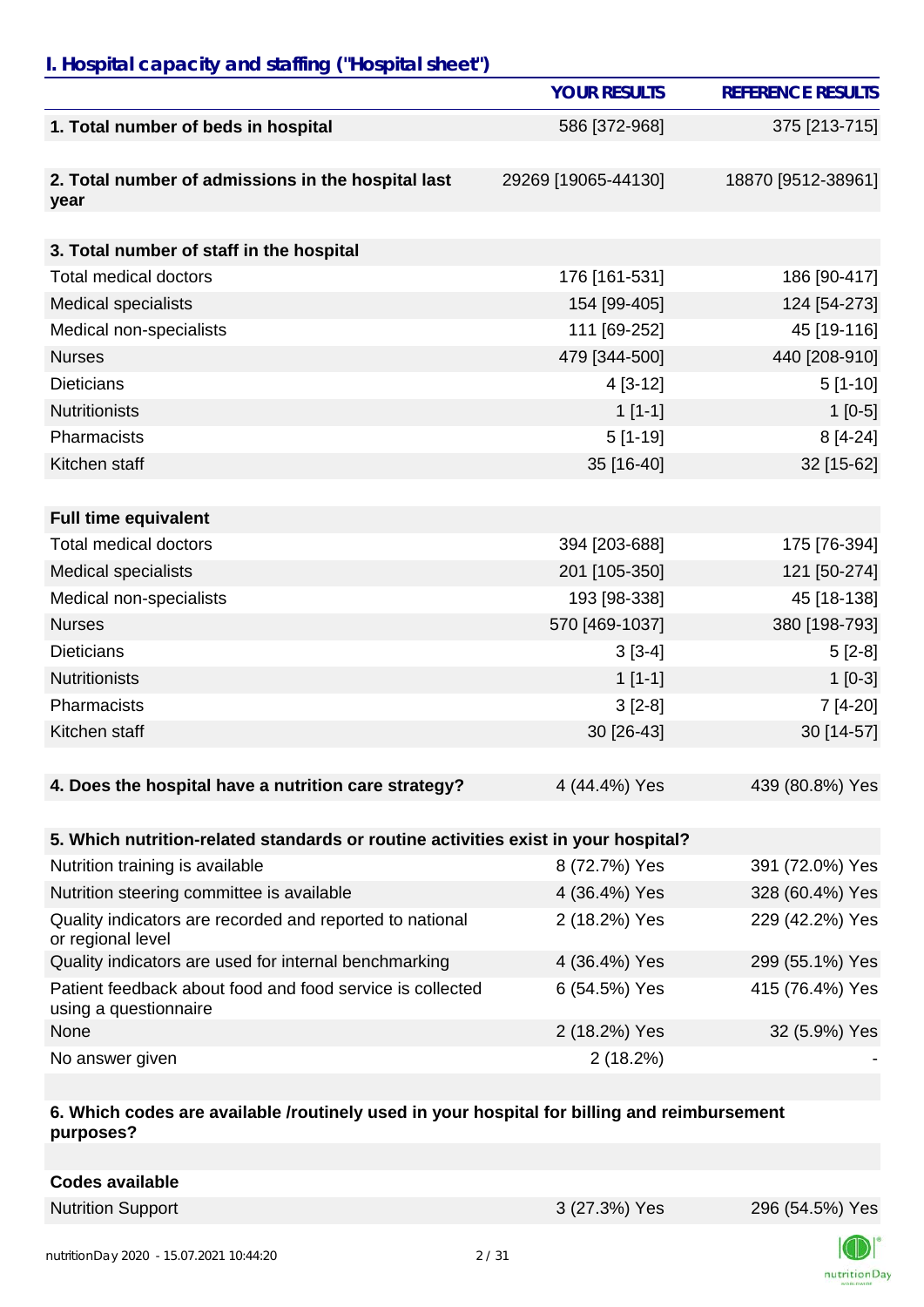## I. Hospital capacity and staffing ("Hospital sheet")

| | YOUR RESULTS | REFERENCE RESULTS |
|---|---|---|
| **1. Total number of beds in hospital** | 586 [372-968] | 375 [213-715] |
| **2. Total number of admissions in the hospital last year** | 29269 [19065-44130] | 18870 [9512-38961] |
| **3. Total number of staff in the hospital** | | |
| Total medical doctors | 176 [161-531] | 186 [90-417] |
| Medical specialists | 154 [99-405] | 124 [54-273] |
| Medical non-specialists | 111 [69-252] | 45 [19-116] |
| Nurses | 479 [344-500] | 440 [208-910] |
| Dieticians | 4 [3-12] | 5 [1-10] |
| Nutritionists | 1 [1-1] | 1 [0-5] |
| Pharmacists | 5 [1-19] | 8 [4-24] |
| Kitchen staff | 35 [16-40] | 32 [15-62] |
| **Full time equivalent** | | |
| Total medical doctors | 394 [203-688] | 175 [76-394] |
| Medical specialists | 201 [105-350] | 121 [50-274] |
| Medical non-specialists | 193 [98-338] | 45 [18-138] |
| Nurses | 570 [469-1037] | 380 [198-793] |
| Dieticians | 3 [3-4] | 5 [2-8] |
| Nutritionists | 1 [1-1] | 1 [0-3] |
| Pharmacists | 3 [2-8] | 7 [4-20] |
| Kitchen staff | 30 [26-43] | 30 [14-57] |
| **4. Does the hospital have a nutrition care strategy?** | 4 (44.4%) Yes | 439 (80.8%) Yes |
| **5. Which nutrition-related standards or routine activities exist in your hospital?** | | |
| Nutrition training is available | 8 (72.7%) Yes | 391 (72.0%) Yes |
| Nutrition steering committee is available | 4 (36.4%) Yes | 328 (60.4%) Yes |
| Quality indicators are recorded and reported to national or regional level | 2 (18.2%) Yes | 229 (42.2%) Yes |
| Quality indicators are used for internal benchmarking | 4 (36.4%) Yes | 299 (55.1%) Yes |
| Patient feedback about food and food service is collected using a questionnaire | 6 (54.5%) Yes | 415 (76.4%) Yes |
| None | 2 (18.2%) Yes | 32 (5.9%) Yes |
| No answer given | 2 (18.2%) | - |
| **6. Which codes are available /routinely used in your hospital for billing and reimbursement purposes?** | | |
| **Codes available** | | |
| Nutrition Support | 3 (27.3%) Yes | 296 (54.5%) Yes |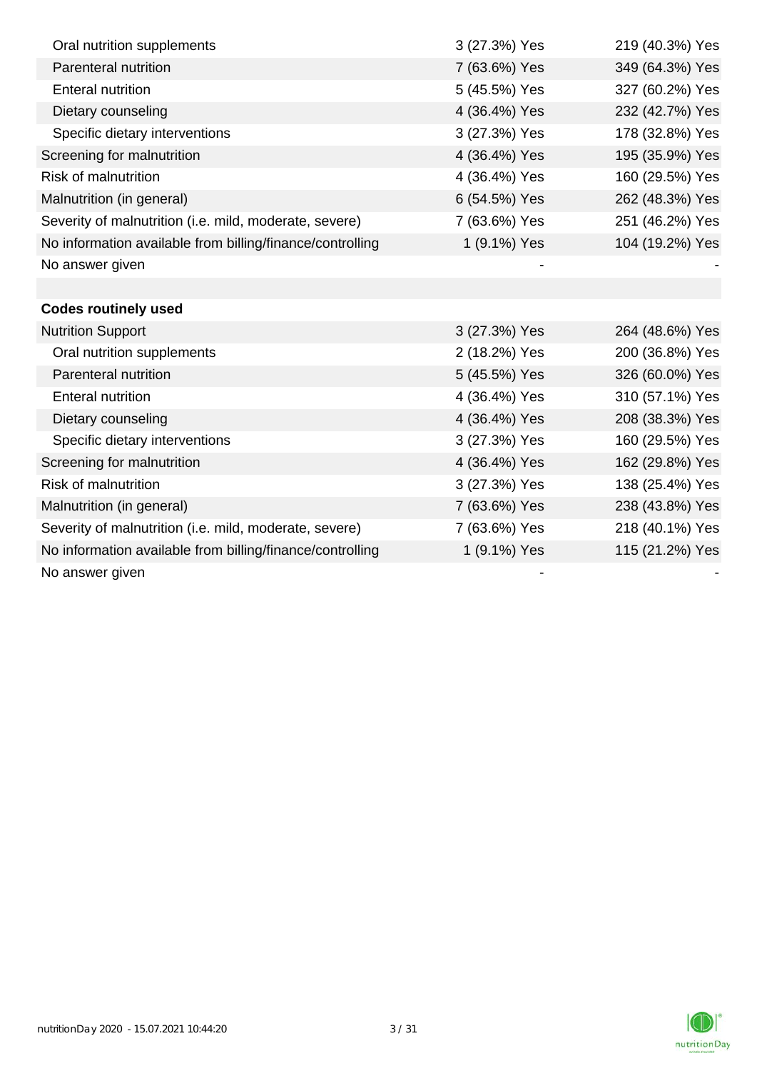| | | |
|---|---|---|
| Oral nutrition supplements | 3 (27.3%) Yes | 219 (40.3%) Yes |
| Parenteral nutrition | 7 (63.6%) Yes | 349 (64.3%) Yes |
| Enteral nutrition | 5 (45.5%) Yes | 327 (60.2%) Yes |
| Dietary counseling | 4 (36.4%) Yes | 232 (42.7%) Yes |
| Specific dietary interventions | 3 (27.3%) Yes | 178 (32.8%) Yes |
| Screening for malnutrition | 4 (36.4%) Yes | 195 (35.9%) Yes |
| Risk of malnutrition | 4 (36.4%) Yes | 160 (29.5%) Yes |
| Malnutrition (in general) | 6 (54.5%) Yes | 262 (48.3%) Yes |
| Severity of malnutrition (i.e. mild, moderate, severe) | 7 (63.6%) Yes | 251 (46.2%) Yes |
| No information available from billing/finance/controlling | 1 (9.1%) Yes | 104 (19.2%) Yes |
| No answer given | - | - |
| | | |
| **Codes routinely used** | | |
| Nutrition Support | 3 (27.3%) Yes | 264 (48.6%) Yes |
| Oral nutrition supplements | 2 (18.2%) Yes | 200 (36.8%) Yes |
| Parenteral nutrition | 5 (45.5%) Yes | 326 (60.0%) Yes |
| Enteral nutrition | 4 (36.4%) Yes | 310 (57.1%) Yes |
| Dietary counseling | 4 (36.4%) Yes | 208 (38.3%) Yes |
| Specific dietary interventions | 3 (27.3%) Yes | 160 (29.5%) Yes |
| Screening for malnutrition | 4 (36.4%) Yes | 162 (29.8%) Yes |
| Risk of malnutrition | 3 (27.3%) Yes | 138 (25.4%) Yes |
| Malnutrition (in general) | 7 (63.6%) Yes | 238 (43.8%) Yes |
| Severity of malnutrition (i.e. mild, moderate, severe) | 7 (63.6%) Yes | 218 (40.1%) Yes |
| No information available from billing/finance/controlling | 1 (9.1%) Yes | 115 (21.2%) Yes |
| No answer given | - | - |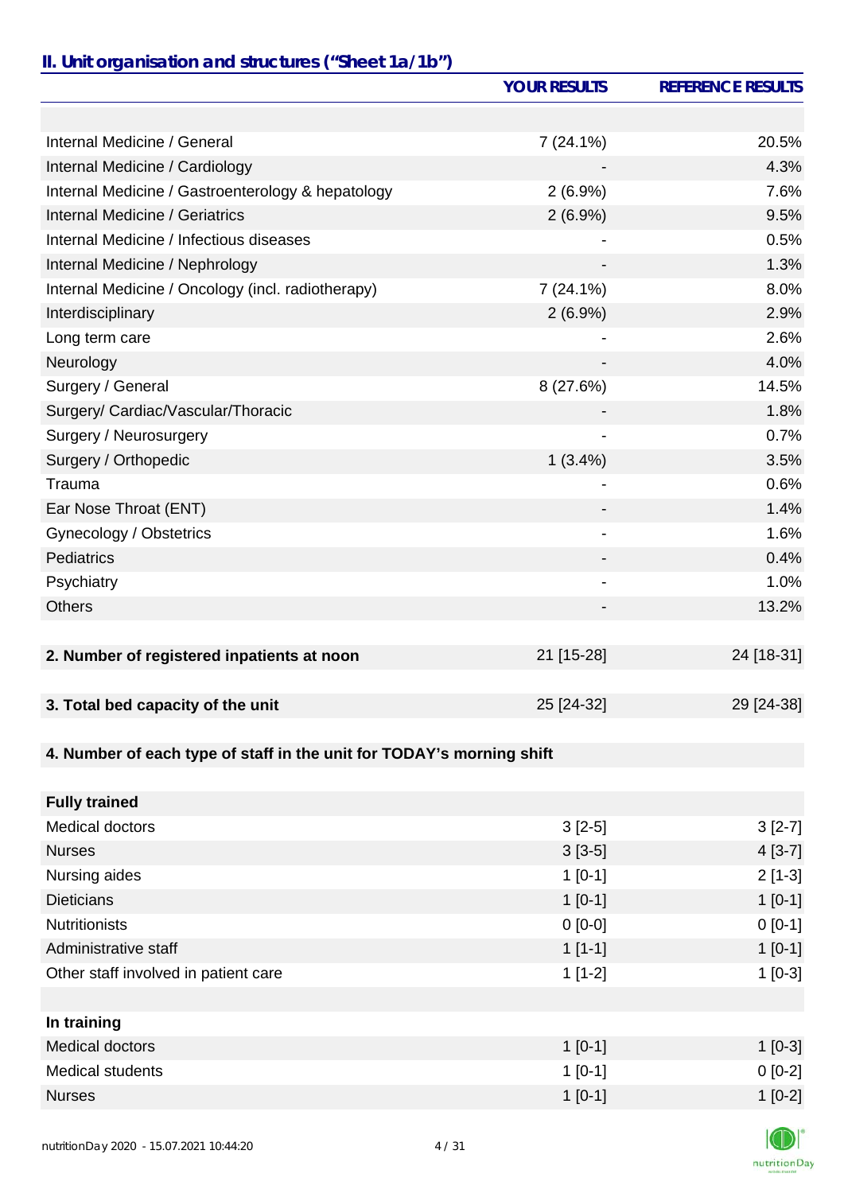## II. Unit organisation and structures ("Sheet 1a/1b")

| | YOUR RESULTS | REFERENCE RESULTS |
|---|---|---|
| | | |
| Internal Medicine / General | 7 (24.1%) | 20.5% |
| Internal Medicine / Cardiology | - | 4.3% |
| Internal Medicine / Gastroenterology & hepatology | 2 (6.9%) | 7.6% |
| Internal Medicine / Geriatrics | 2 (6.9%) | 9.5% |
| Internal Medicine / Infectious diseases | - | 0.5% |
| Internal Medicine / Nephrology | - | 1.3% |
| Internal Medicine / Oncology (incl. radiotherapy) | 7 (24.1%) | 8.0% |
| Interdisciplinary | 2 (6.9%) | 2.9% |
| Long term care | - | 2.6% |
| Neurology | - | 4.0% |
| Surgery / General | 8 (27.6%) | 14.5% |
| Surgery/ Cardiac/Vascular/Thoracic | - | 1.8% |
| Surgery / Neurosurgery | - | 0.7% |
| Surgery / Orthopedic | 1 (3.4%) | 3.5% |
| Trauma | - | 0.6% |
| Ear Nose Throat (ENT) | - | 1.4% |
| Gynecology / Obstetrics | - | 1.6% |
| Pediatrics | - | 0.4% |
| Psychiatry | - | 1.0% |
| Others | - | 13.2% |
| | | |
| **2. Number of registered inpatients at noon** | 21 [15-28] | 24 [18-31] |
| | | |
| **3. Total bed capacity of the unit** | 25 [24-32] | 29 [24-38] |
| | | |
| **4. Number of each type of staff in the unit for TODAY's morning shift** | | |
| | | |
| **Fully trained** | | |
| Medical doctors | 3 [2-5] | 3 [2-7] |
| Nurses | 3 [3-5] | 4 [3-7] |
| Nursing aides | 1 [0-1] | 2 [1-3] |
| Dieticians | 1 [0-1] | 1 [0-1] |
| Nutritionists | 0 [0-0] | 0 [0-1] |
| Administrative staff | 1 [1-1] | 1 [0-1] |
| Other staff involved in patient care | 1 [1-2] | 1 [0-3] |
| | | |
| **In training** | | |
| Medical doctors | 1 [0-1] | 1 [0-3] |
| Medical students | 1 [0-1] | 0 [0-2] |
| Nurses | 1 [0-1] | 1 [0-2] |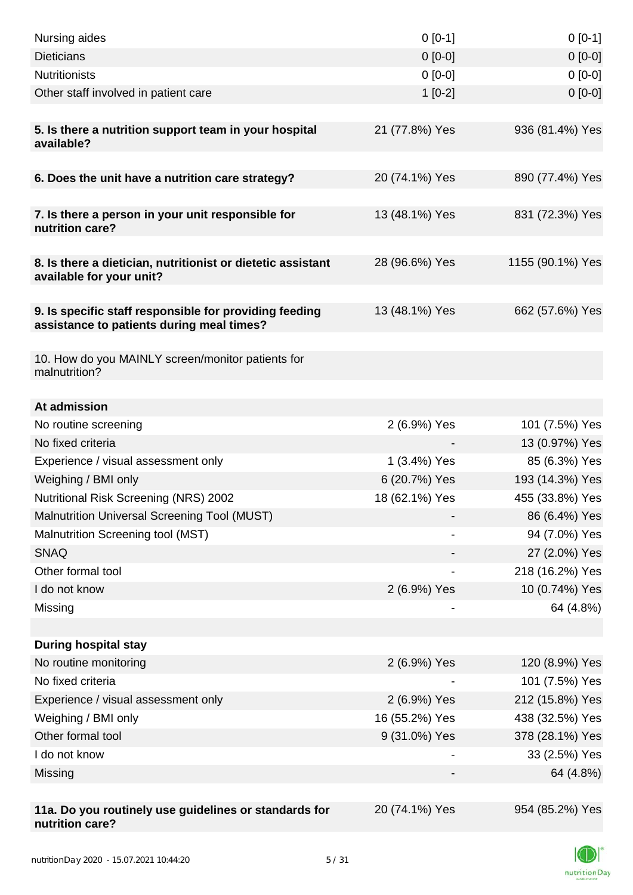| | | |
|---|---|---|
| Nursing aides | 0 [0-1] | 0 [0-1] |
| Dieticians | 0 [0-0] | 0 [0-0] |
| Nutritionists | 0 [0-0] | 0 [0-0] |
| Other staff involved in patient care | 1 [0-2] | 0 [0-0] |
| | | |
| **5. Is there a nutrition support team in your hospital available?** | 21 (77.8%) Yes | 936 (81.4%) Yes |
| | | |
| **6. Does the unit have a nutrition care strategy?** | 20 (74.1%) Yes | 890 (77.4%) Yes |
| | | |
| **7. Is there a person in your unit responsible for nutrition care?** | 13 (48.1%) Yes | 831 (72.3%) Yes |
| | | |
| **8. Is there a dietician, nutritionist or dietetic assistant available for your unit?** | 28 (96.6%) Yes | 1155 (90.1%) Yes |
| | | |
| **9. Is specific staff responsible for providing feeding assistance to patients during meal times?** | 13 (48.1%) Yes | 662 (57.6%) Yes |
| | | |
| 10. How do you MAINLY screen/monitor patients for malnutrition? | | |
| | | |
| **At admission** | | |
| No routine screening | 2 (6.9%) Yes | 101 (7.5%) Yes |
| No fixed criteria | - | 13 (0.97%) Yes |
| Experience / visual assessment only | 1 (3.4%) Yes | 85 (6.3%) Yes |
| Weighing / BMI only | 6 (20.7%) Yes | 193 (14.3%) Yes |
| Nutritional Risk Screening (NRS) 2002 | 18 (62.1%) Yes | 455 (33.8%) Yes |
| Malnutrition Universal Screening Tool (MUST) | - | 86 (6.4%) Yes |
| Malnutrition Screening tool (MST) | - | 94 (7.0%) Yes |
| SNAQ | - | 27 (2.0%) Yes |
| Other formal tool | - | 218 (16.2%) Yes |
| I do not know | 2 (6.9%) Yes | 10 (0.74%) Yes |
| Missing | - | 64 (4.8%) |
| | | |
| **During hospital stay** | | |
| No routine monitoring | 2 (6.9%) Yes | 120 (8.9%) Yes |
| No fixed criteria | - | 101 (7.5%) Yes |
| Experience / visual assessment only | 2 (6.9%) Yes | 212 (15.8%) Yes |
| Weighing / BMI only | 16 (55.2%) Yes | 438 (32.5%) Yes |
| Other formal tool | 9 (31.0%) Yes | 378 (28.1%) Yes |
| I do not know | - | 33 (2.5%) Yes |
| Missing | - | 64 (4.8%) |
| | | |
| **11a. Do you routinely use guidelines or standards for nutrition care?** | 20 (74.1%) Yes | 954 (85.2%) Yes |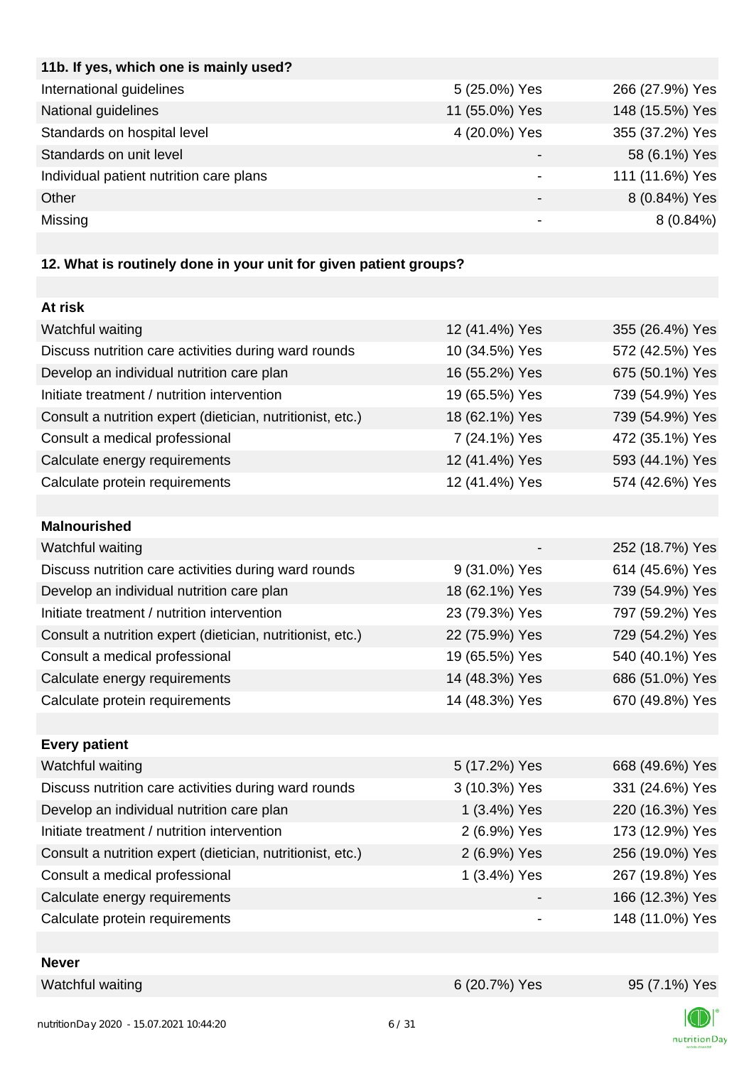| 11b. If yes, which one is mainly used? | | |
|---|---|---|
| International guidelines | 5 (25.0%) Yes | 266 (27.9%) Yes |
| National guidelines | 11 (55.0%) Yes | 148 (15.5%) Yes |
| Standards on hospital level | 4 (20.0%) Yes | 355 (37.2%) Yes |
| Standards on unit level | - | 58 (6.1%) Yes |
| Individual patient nutrition care plans | - | 111 (11.6%) Yes |
| Other | - | 8 (0.84%) Yes |
| Missing | - | 8 (0.84%) |

**12. What is routinely done in your unit for given patient groups?**

| At risk | | |
|---|---|---|
| Watchful waiting | 12 (41.4%) Yes | 355 (26.4%) Yes |
| Discuss nutrition care activities during ward rounds | 10 (34.5%) Yes | 572 (42.5%) Yes |
| Develop an individual nutrition care plan | 16 (55.2%) Yes | 675 (50.1%) Yes |
| Initiate treatment / nutrition intervention | 19 (65.5%) Yes | 739 (54.9%) Yes |
| Consult a nutrition expert (dietician, nutritionist, etc.) | 18 (62.1%) Yes | 739 (54.9%) Yes |
| Consult a medical professional | 7 (24.1%) Yes | 472 (35.1%) Yes |
| Calculate energy requirements | 12 (41.4%) Yes | 593 (44.1%) Yes |
| Calculate protein requirements | 12 (41.4%) Yes | 574 (42.6%) Yes |
| **Malnourished** | | |
| Watchful waiting | - | 252 (18.7%) Yes |
| Discuss nutrition care activities during ward rounds | 9 (31.0%) Yes | 614 (45.6%) Yes |
| Develop an individual nutrition care plan | 18 (62.1%) Yes | 739 (54.9%) Yes |
| Initiate treatment / nutrition intervention | 23 (79.3%) Yes | 797 (59.2%) Yes |
| Consult a nutrition expert (dietician, nutritionist, etc.) | 22 (75.9%) Yes | 729 (54.2%) Yes |
| Consult a medical professional | 19 (65.5%) Yes | 540 (40.1%) Yes |
| Calculate energy requirements | 14 (48.3%) Yes | 686 (51.0%) Yes |
| Calculate protein requirements | 14 (48.3%) Yes | 670 (49.8%) Yes |
| **Every patient** | | |
| Watchful waiting | 5 (17.2%) Yes | 668 (49.6%) Yes |
| Discuss nutrition care activities during ward rounds | 3 (10.3%) Yes | 331 (24.6%) Yes |
| Develop an individual nutrition care plan | 1 (3.4%) Yes | 220 (16.3%) Yes |
| Initiate treatment / nutrition intervention | 2 (6.9%) Yes | 173 (12.9%) Yes |
| Consult a nutrition expert (dietician, nutritionist, etc.) | 2 (6.9%) Yes | 256 (19.0%) Yes |
| Consult a medical professional | 1 (3.4%) Yes | 267 (19.8%) Yes |
| Calculate energy requirements | - | 166 (12.3%) Yes |
| Calculate protein requirements | - | 148 (11.0%) Yes |
| **Never** | | |
| Watchful waiting | 6 (20.7%) Yes | 95 (7.1%) Yes |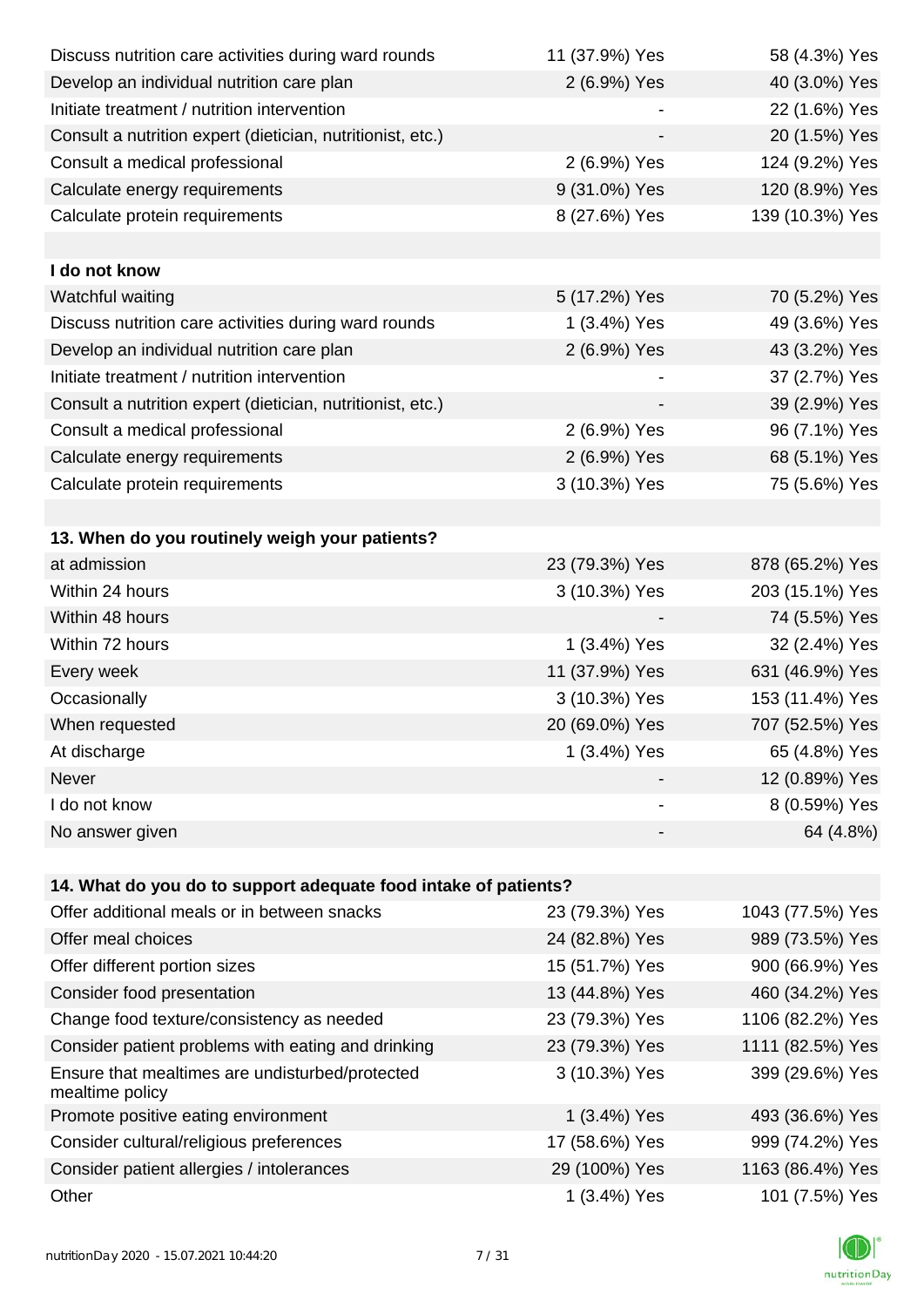| | | |
|---|---|---|
| Discuss nutrition care activities during ward rounds | 11 (37.9%) Yes | 58 (4.3%) Yes |
| Develop an individual nutrition care plan | 2 (6.9%) Yes | 40 (3.0%) Yes |
| Initiate treatment / nutrition intervention | - | 22 (1.6%) Yes |
| Consult a nutrition expert (dietician, nutritionist, etc.) | - | 20 (1.5%) Yes |
| Consult a medical professional | 2 (6.9%) Yes | 124 (9.2%) Yes |
| Calculate energy requirements | 9 (31.0%) Yes | 120 (8.9%) Yes |
| Calculate protein requirements | 8 (27.6%) Yes | 139 (10.3%) Yes |
| | | |
| **I do not know** | | |
| Watchful waiting | 5 (17.2%) Yes | 70 (5.2%) Yes |
| Discuss nutrition care activities during ward rounds | 1 (3.4%) Yes | 49 (3.6%) Yes |
| Develop an individual nutrition care plan | 2 (6.9%) Yes | 43 (3.2%) Yes |
| Initiate treatment / nutrition intervention | - | 37 (2.7%) Yes |
| Consult a nutrition expert (dietician, nutritionist, etc.) | - | 39 (2.9%) Yes |
| Consult a medical professional | 2 (6.9%) Yes | 96 (7.1%) Yes |
| Calculate energy requirements | 2 (6.9%) Yes | 68 (5.1%) Yes |
| Calculate protein requirements | 3 (10.3%) Yes | 75 (5.6%) Yes |

| **13. When do you routinely weigh your patients?** | | |
|---|---|---|
| at admission | 23 (79.3%) Yes | 878 (65.2%) Yes |
| Within 24 hours | 3 (10.3%) Yes | 203 (15.1%) Yes |
| Within 48 hours | - | 74 (5.5%) Yes |
| Within 72 hours | 1 (3.4%) Yes | 32 (2.4%) Yes |
| Every week | 11 (37.9%) Yes | 631 (46.9%) Yes |
| Occasionally | 3 (10.3%) Yes | 153 (11.4%) Yes |
| When requested | 20 (69.0%) Yes | 707 (52.5%) Yes |
| At discharge | 1 (3.4%) Yes | 65 (4.8%) Yes |
| Never | - | 12 (0.89%) Yes |
| I do not know | - | 8 (0.59%) Yes |
| No answer given | - | 64 (4.8%) |

| **14. What do you do to support adequate food intake of patients?** | | |
|---|---|---|
| Offer additional meals or in between snacks | 23 (79.3%) Yes | 1043 (77.5%) Yes |
| Offer meal choices | 24 (82.8%) Yes | 989 (73.5%) Yes |
| Offer different portion sizes | 15 (51.7%) Yes | 900 (66.9%) Yes |
| Consider food presentation | 13 (44.8%) Yes | 460 (34.2%) Yes |
| Change food texture/consistency as needed | 23 (79.3%) Yes | 1106 (82.2%) Yes |
| Consider patient problems with eating and drinking | 23 (79.3%) Yes | 1111 (82.5%) Yes |
| Ensure that mealtimes are undisturbed/protected mealtime policy | 3 (10.3%) Yes | 399 (29.6%) Yes |
| Promote positive eating environment | 1 (3.4%) Yes | 493 (36.6%) Yes |
| Consider cultural/religious preferences | 17 (58.6%) Yes | 999 (74.2%) Yes |
| Consider patient allergies / intolerances | 29 (100%) Yes | 1163 (86.4%) Yes |
| Other | 1 (3.4%) Yes | 101 (7.5%) Yes |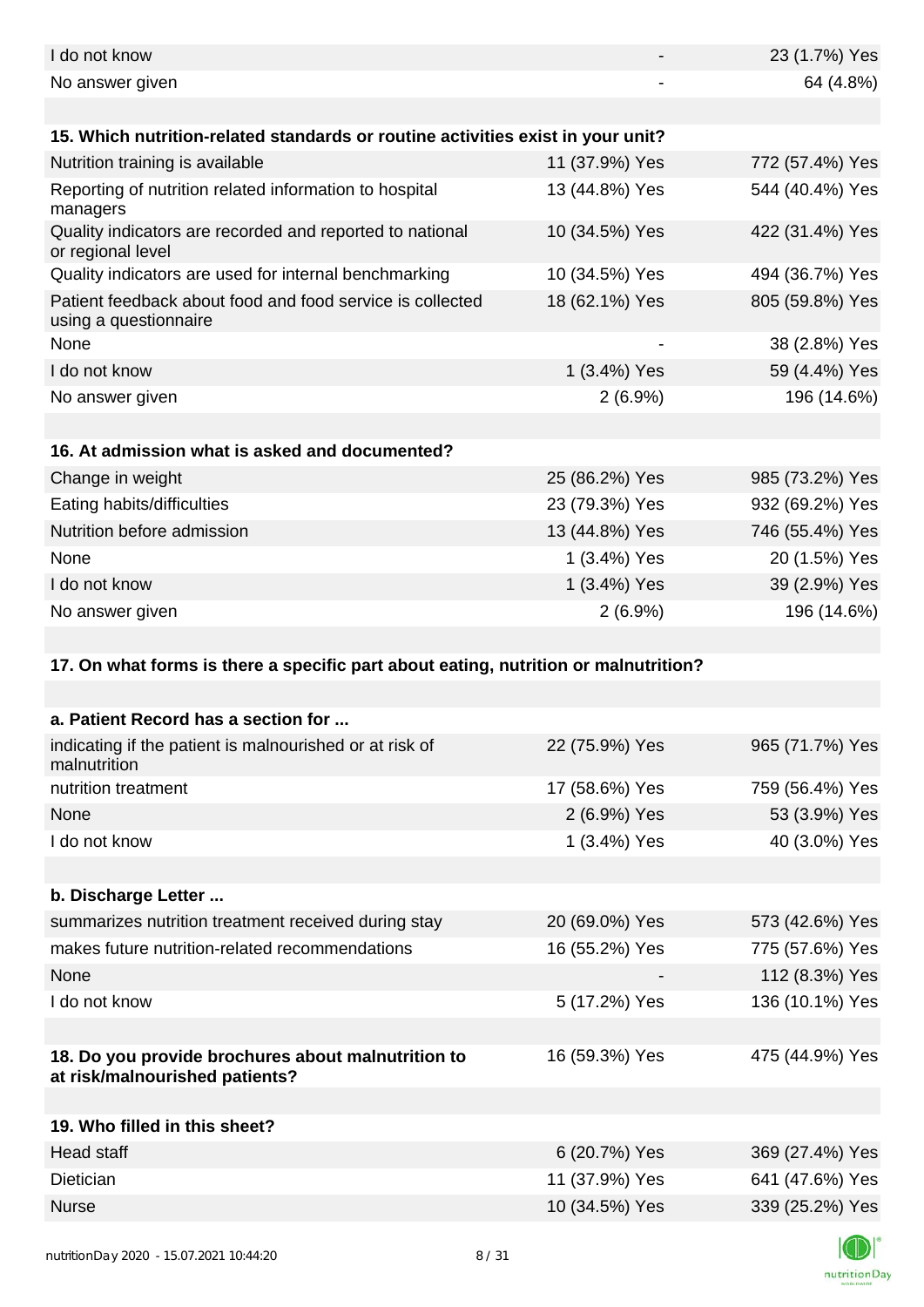| | | |
|---|---|---|
| I do not know | - | 23 (1.7%) Yes |
| No answer given | - | 64 (4.8%) |

| **15. Which nutrition-related standards or routine activities exist in your unit?** | | |
|---|---|---|
| Nutrition training is available | 11 (37.9%) Yes | 772 (57.4%) Yes |
| Reporting of nutrition related information to hospital managers | 13 (44.8%) Yes | 544 (40.4%) Yes |
| Quality indicators are recorded and reported to national or regional level | 10 (34.5%) Yes | 422 (31.4%) Yes |
| Quality indicators are used for internal benchmarking | 10 (34.5%) Yes | 494 (36.7%) Yes |
| Patient feedback about food and food service is collected using a questionnaire | 18 (62.1%) Yes | 805 (59.8%) Yes |
| None | - | 38 (2.8%) Yes |
| I do not know | 1 (3.4%) Yes | 59 (4.4%) Yes |
| No answer given | 2 (6.9%) | 196 (14.6%) |

| **16. At admission what is asked and documented?** | | |
|---|---|---|
| Change in weight | 25 (86.2%) Yes | 985 (73.2%) Yes |
| Eating habits/difficulties | 23 (79.3%) Yes | 932 (69.2%) Yes |
| Nutrition before admission | 13 (44.8%) Yes | 746 (55.4%) Yes |
| None | 1 (3.4%) Yes | 20 (1.5%) Yes |
| I do not know | 1 (3.4%) Yes | 39 (2.9%) Yes |
| No answer given | 2 (6.9%) | 196 (14.6%) |

**17. On what forms is there a specific part about eating, nutrition or malnutrition?**

| **a. Patient Record has a section for ...** | | |
|---|---|---|
| indicating if the patient is malnourished or at risk of malnutrition | 22 (75.9%) Yes | 965 (71.7%) Yes |
| nutrition treatment | 17 (58.6%) Yes | 759 (56.4%) Yes |
| None | 2 (6.9%) Yes | 53 (3.9%) Yes |
| I do not know | 1 (3.4%) Yes | 40 (3.0%) Yes |

| **b. Discharge Letter ...** | | |
|---|---|---|
| summarizes nutrition treatment received during stay | 20 (69.0%) Yes | 573 (42.6%) Yes |
| makes future nutrition-related recommendations | 16 (55.2%) Yes | 775 (57.6%) Yes |
| None | - | 112 (8.3%) Yes |
| I do not know | 5 (17.2%) Yes | 136 (10.1%) Yes |

| | | |
|---|---|---|
| **18. Do you provide brochures about malnutrition to at risk/malnourished patients?** | 16 (59.3%) Yes | 475 (44.9%) Yes |

| **19. Who filled in this sheet?** | | |
|---|---|---|
| Head staff | 6 (20.7%) Yes | 369 (27.4%) Yes |
| Dietician | 11 (37.9%) Yes | 641 (47.6%) Yes |
| Nurse | 10 (34.5%) Yes | 339 (25.2%) Yes |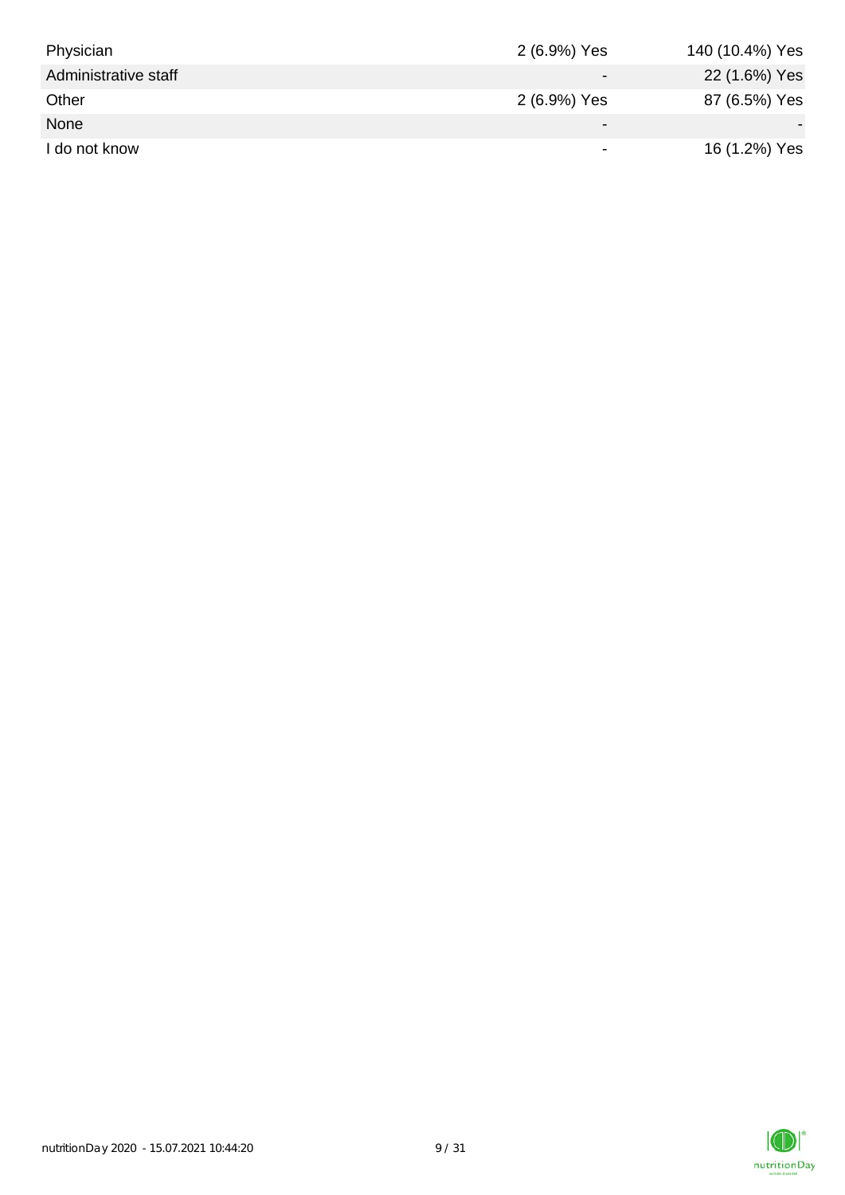| | | |
|---|---|---|
| Physician | 2 (6.9%) Yes | 140 (10.4%) Yes |
| Administrative staff | - | 22 (1.6%) Yes |
| Other | 2 (6.9%) Yes | 87 (6.5%) Yes |
| None | - | - |
| I do not know | - | 16 (1.2%) Yes |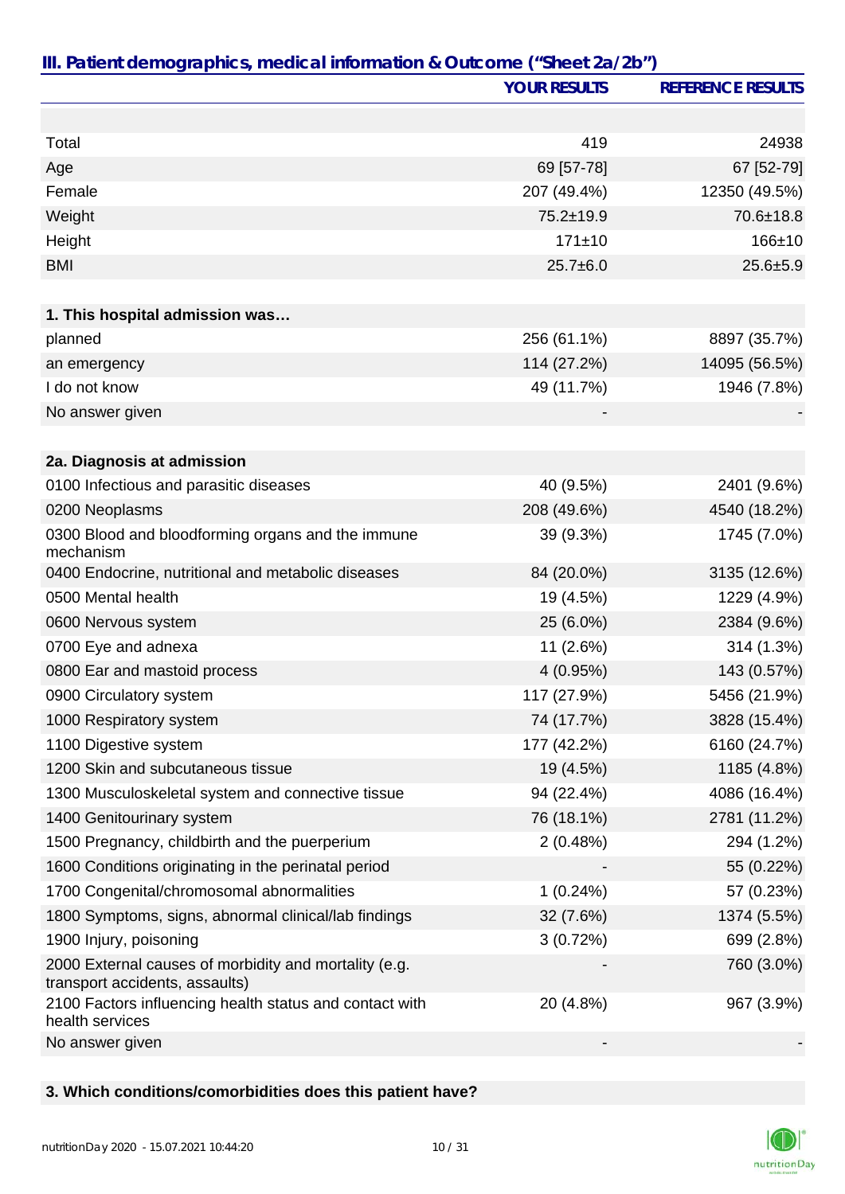## III. Patient demographics, medical information & Outcome ("Sheet 2a/2b")

| | YOUR RESULTS | REFERENCE RESULTS |
|---|---|---|
| | | |
| Total | 419 | 24938 |
| Age | 69 [57-78] | 67 [52-79] |
| Female | 207 (49.4%) | 12350 (49.5%) |
| Weight | 75.2±19.9 | 70.6±18.8 |
| Height | 171±10 | 166±10 |
| BMI | 25.7±6.0 | 25.6±5.9 |
| | | |
| **1. This hospital admission was…** | | |
| planned | 256 (61.1%) | 8897 (35.7%) |
| an emergency | 114 (27.2%) | 14095 (56.5%) |
| I do not know | 49 (11.7%) | 1946 (7.8%) |
| No answer given | - | - |
| | | |
| **2a. Diagnosis at admission** | | |
| 0100 Infectious and parasitic diseases | 40 (9.5%) | 2401 (9.6%) |
| 0200 Neoplasms | 208 (49.6%) | 4540 (18.2%) |
| 0300 Blood and bloodforming organs and the immune mechanism | 39 (9.3%) | 1745 (7.0%) |
| 0400 Endocrine, nutritional and metabolic diseases | 84 (20.0%) | 3135 (12.6%) |
| 0500 Mental health | 19 (4.5%) | 1229 (4.9%) |
| 0600 Nervous system | 25 (6.0%) | 2384 (9.6%) |
| 0700 Eye and adnexa | 11 (2.6%) | 314 (1.3%) |
| 0800 Ear and mastoid process | 4 (0.95%) | 143 (0.57%) |
| 0900 Circulatory system | 117 (27.9%) | 5456 (21.9%) |
| 1000 Respiratory system | 74 (17.7%) | 3828 (15.4%) |
| 1100 Digestive system | 177 (42.2%) | 6160 (24.7%) |
| 1200 Skin and subcutaneous tissue | 19 (4.5%) | 1185 (4.8%) |
| 1300 Musculoskeletal system and connective tissue | 94 (22.4%) | 4086 (16.4%) |
| 1400 Genitourinary system | 76 (18.1%) | 2781 (11.2%) |
| 1500 Pregnancy, childbirth and the puerperium | 2 (0.48%) | 294 (1.2%) |
| 1600 Conditions originating in the perinatal period | - | 55 (0.22%) |
| 1700 Congenital/chromosomal abnormalities | 1 (0.24%) | 57 (0.23%) |
| 1800 Symptoms, signs, abnormal clinical/lab findings | 32 (7.6%) | 1374 (5.5%) |
| 1900 Injury, poisoning | 3 (0.72%) | 699 (2.8%) |
| 2000 External causes of morbidity and mortality (e.g. transport accidents, assaults) | - | 760 (3.0%) |
| 2100 Factors influencing health status and contact with health services | 20 (4.8%) | 967 (3.9%) |
| No answer given | - | - |
| | | |
| **3. Which conditions/comorbidities does this patient have?** | | |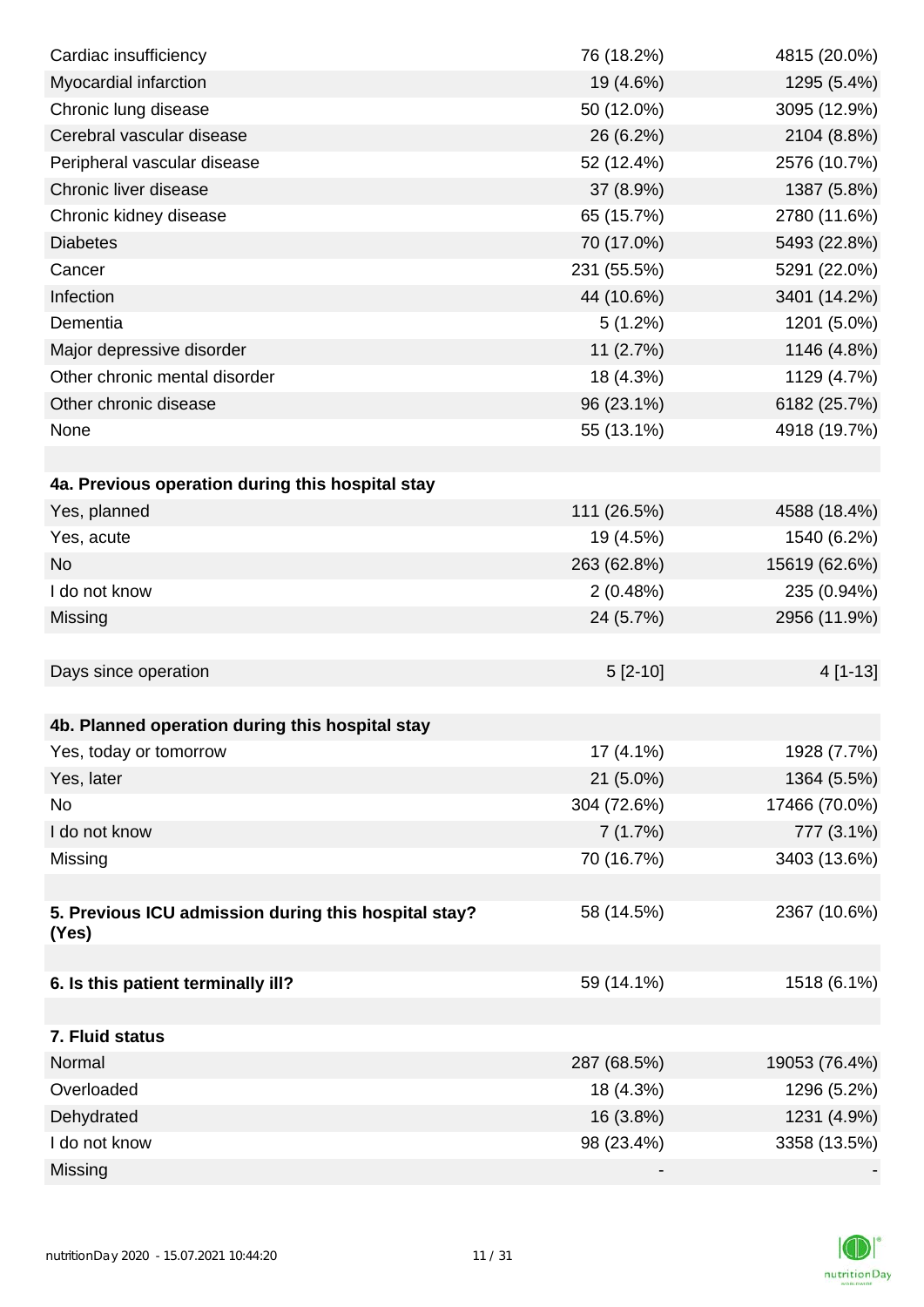| | | |
|---|---|---|
| Cardiac insufficiency | 76 (18.2%) | 4815 (20.0%) |
| Myocardial infarction | 19 (4.6%) | 1295 (5.4%) |
| Chronic lung disease | 50 (12.0%) | 3095 (12.9%) |
| Cerebral vascular disease | 26 (6.2%) | 2104 (8.8%) |
| Peripheral vascular disease | 52 (12.4%) | 2576 (10.7%) |
| Chronic liver disease | 37 (8.9%) | 1387 (5.8%) |
| Chronic kidney disease | 65 (15.7%) | 2780 (11.6%) |
| Diabetes | 70 (17.0%) | 5493 (22.8%) |
| Cancer | 231 (55.5%) | 5291 (22.0%) |
| Infection | 44 (10.6%) | 3401 (14.2%) |
| Dementia | 5 (1.2%) | 1201 (5.0%) |
| Major depressive disorder | 11 (2.7%) | 1146 (4.8%) |
| Other chronic mental disorder | 18 (4.3%) | 1129 (4.7%) |
| Other chronic disease | 96 (23.1%) | 6182 (25.7%) |
| None | 55 (13.1%) | 4918 (19.7%) |
| | | |
| **4a. Previous operation during this hospital stay** | | |
| Yes, planned | 111 (26.5%) | 4588 (18.4%) |
| Yes, acute | 19 (4.5%) | 1540 (6.2%) |
| No | 263 (62.8%) | 15619 (62.6%) |
| I do not know | 2 (0.48%) | 235 (0.94%) |
| Missing | 24 (5.7%) | 2956 (11.9%) |
| | | |
| Days since operation | 5 [2-10] | 4 [1-13] |
| | | |
| **4b. Planned operation during this hospital stay** | | |
| Yes, today or tomorrow | 17 (4.1%) | 1928 (7.7%) |
| Yes, later | 21 (5.0%) | 1364 (5.5%) |
| No | 304 (72.6%) | 17466 (70.0%) |
| I do not know | 7 (1.7%) | 777 (3.1%) |
| Missing | 70 (16.7%) | 3403 (13.6%) |
| | | |
| **5. Previous ICU admission during this hospital stay? (Yes)** | 58 (14.5%) | 2367 (10.6%) |
| | | |
| **6. Is this patient terminally ill?** | 59 (14.1%) | 1518 (6.1%) |
| | | |
| **7. Fluid status** | | |
| Normal | 287 (68.5%) | 19053 (76.4%) |
| Overloaded | 18 (4.3%) | 1296 (5.2%) |
| Dehydrated | 16 (3.8%) | 1231 (4.9%) |
| I do not know | 98 (23.4%) | 3358 (13.5%) |
| Missing | - | - |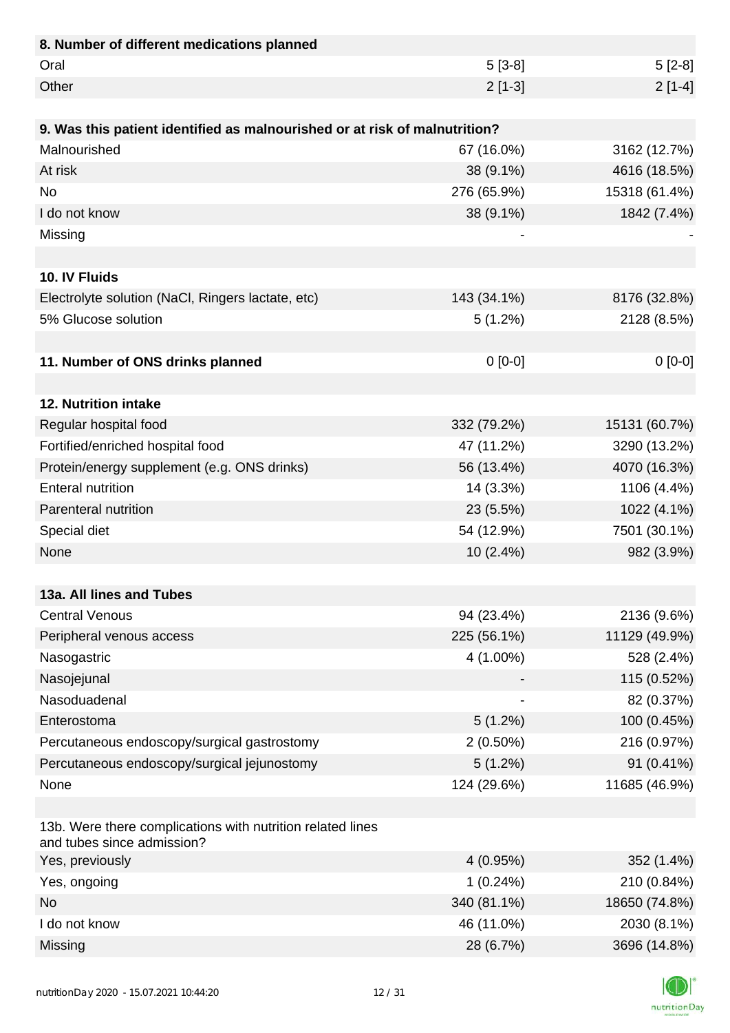| **8. Number of different medications planned** | | |
|---|---|---|
| Oral | 5 [3-8] | 5 [2-8] |
| Other | 2 [1-3] | 2 [1-4] |
| | | |
| **9. Was this patient identified as malnourished or at risk of malnutrition?** | | |
| Malnourished | 67 (16.0%) | 3162 (12.7%) |
| At risk | 38 (9.1%) | 4616 (18.5%) |
| No | 276 (65.9%) | 15318 (61.4%) |
| I do not know | 38 (9.1%) | 1842 (7.4%) |
| Missing | - | - |
| | | |
| **10. IV Fluids** | | |
| Electrolyte solution (NaCl, Ringers lactate, etc) | 143 (34.1%) | 8176 (32.8%) |
| 5% Glucose solution | 5 (1.2%) | 2128 (8.5%) |
| | | |
| **11. Number of ONS drinks planned** | 0 [0-0] | 0 [0-0] |
| | | |
| **12. Nutrition intake** | | |
| Regular hospital food | 332 (79.2%) | 15131 (60.7%) |
| Fortified/enriched hospital food | 47 (11.2%) | 3290 (13.2%) |
| Protein/energy supplement (e.g. ONS drinks) | 56 (13.4%) | 4070 (16.3%) |
| Enteral nutrition | 14 (3.3%) | 1106 (4.4%) |
| Parenteral nutrition | 23 (5.5%) | 1022 (4.1%) |
| Special diet | 54 (12.9%) | 7501 (30.1%) |
| None | 10 (2.4%) | 982 (3.9%) |
| | | |
| **13a. All lines and Tubes** | | |
| Central Venous | 94 (23.4%) | 2136 (9.6%) |
| Peripheral venous access | 225 (56.1%) | 11129 (49.9%) |
| Nasogastric | 4 (1.00%) | 528 (2.4%) |
| Nasojejunal | - | 115 (0.52%) |
| Nasoduadenal | - | 82 (0.37%) |
| Enterostoma | 5 (1.2%) | 100 (0.45%) |
| Percutaneous endoscopy/surgical gastrostomy | 2 (0.50%) | 216 (0.97%) |
| Percutaneous endoscopy/surgical jejunostomy | 5 (1.2%) | 91 (0.41%) |
| None | 124 (29.6%) | 11685 (46.9%) |
| | | |
| 13b. Were there complications with nutrition related lines and tubes since admission? | | |
| Yes, previously | 4 (0.95%) | 352 (1.4%) |
| Yes, ongoing | 1 (0.24%) | 210 (0.84%) |
| No | 340 (81.1%) | 18650 (74.8%) |
| I do not know | 46 (11.0%) | 2030 (8.1%) |
| Missing | 28 (6.7%) | 3696 (14.8%) |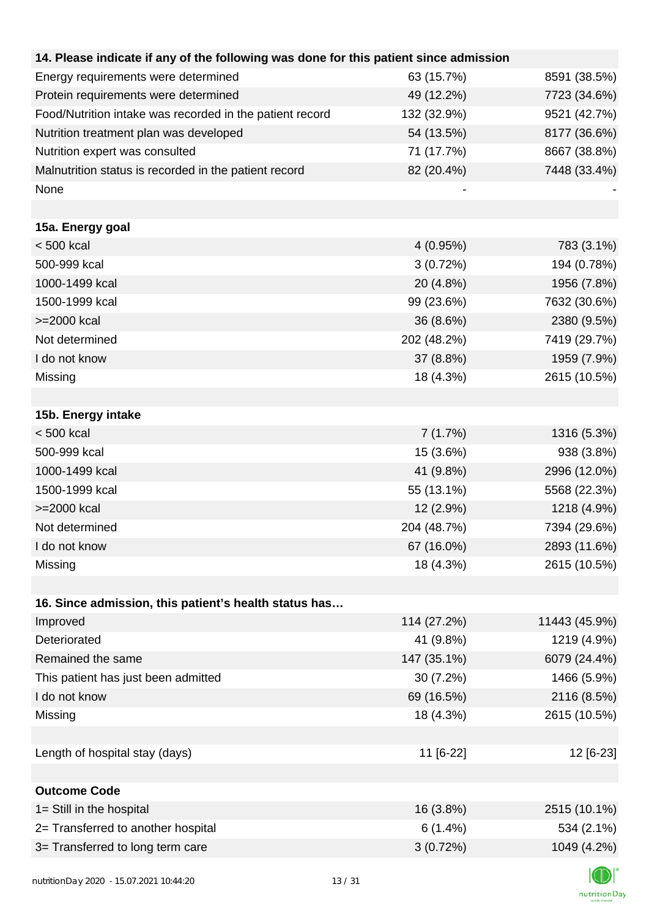| 14. Please indicate if any of the following was done for this patient since admission | | |
|---|---|---|
| Energy requirements were determined | 63 (15.7%) | 8591 (38.5%) |
| Protein requirements were determined | 49 (12.2%) | 7723 (34.6%) |
| Food/Nutrition intake was recorded in the patient record | 132 (32.9%) | 9521 (42.7%) |
| Nutrition treatment plan was developed | 54 (13.5%) | 8177 (36.6%) |
| Nutrition expert was consulted | 71 (17.7%) | 8667 (38.8%) |
| Malnutrition status is recorded in the patient record | 82 (20.4%) | 7448 (33.4%) |
| None | - | - |
| | | |
| **15a. Energy goal** | | |
| < 500 kcal | 4 (0.95%) | 783 (3.1%) |
| 500-999 kcal | 3 (0.72%) | 194 (0.78%) |
| 1000-1499 kcal | 20 (4.8%) | 1956 (7.8%) |
| 1500-1999 kcal | 99 (23.6%) | 7632 (30.6%) |
| >=2000 kcal | 36 (8.6%) | 2380 (9.5%) |
| Not determined | 202 (48.2%) | 7419 (29.7%) |
| I do not know | 37 (8.8%) | 1959 (7.9%) |
| Missing | 18 (4.3%) | 2615 (10.5%) |
| | | |
| **15b. Energy intake** | | |
| < 500 kcal | 7 (1.7%) | 1316 (5.3%) |
| 500-999 kcal | 15 (3.6%) | 938 (3.8%) |
| 1000-1499 kcal | 41 (9.8%) | 2996 (12.0%) |
| 1500-1999 kcal | 55 (13.1%) | 5568 (22.3%) |
| >=2000 kcal | 12 (2.9%) | 1218 (4.9%) |
| Not determined | 204 (48.7%) | 7394 (29.6%) |
| I do not know | 67 (16.0%) | 2893 (11.6%) |
| Missing | 18 (4.3%) | 2615 (10.5%) |
| | | |
| **16. Since admission, this patient's health status has…** | | |
| Improved | 114 (27.2%) | 11443 (45.9%) |
| Deteriorated | 41 (9.8%) | 1219 (4.9%) |
| Remained the same | 147 (35.1%) | 6079 (24.4%) |
| This patient has just been admitted | 30 (7.2%) | 1466 (5.9%) |
| I do not know | 69 (16.5%) | 2116 (8.5%) |
| Missing | 18 (4.3%) | 2615 (10.5%) |
| | | |
| Length of hospital stay (days) | 11 [6-22] | 12 [6-23] |
| | | |
| **Outcome Code** | | |
| 1= Still in the hospital | 16 (3.8%) | 2515 (10.1%) |
| 2= Transferred to another hospital | 6 (1.4%) | 534 (2.1%) |
| 3= Transferred to long term care | 3 (0.72%) | 1049 (4.2%) |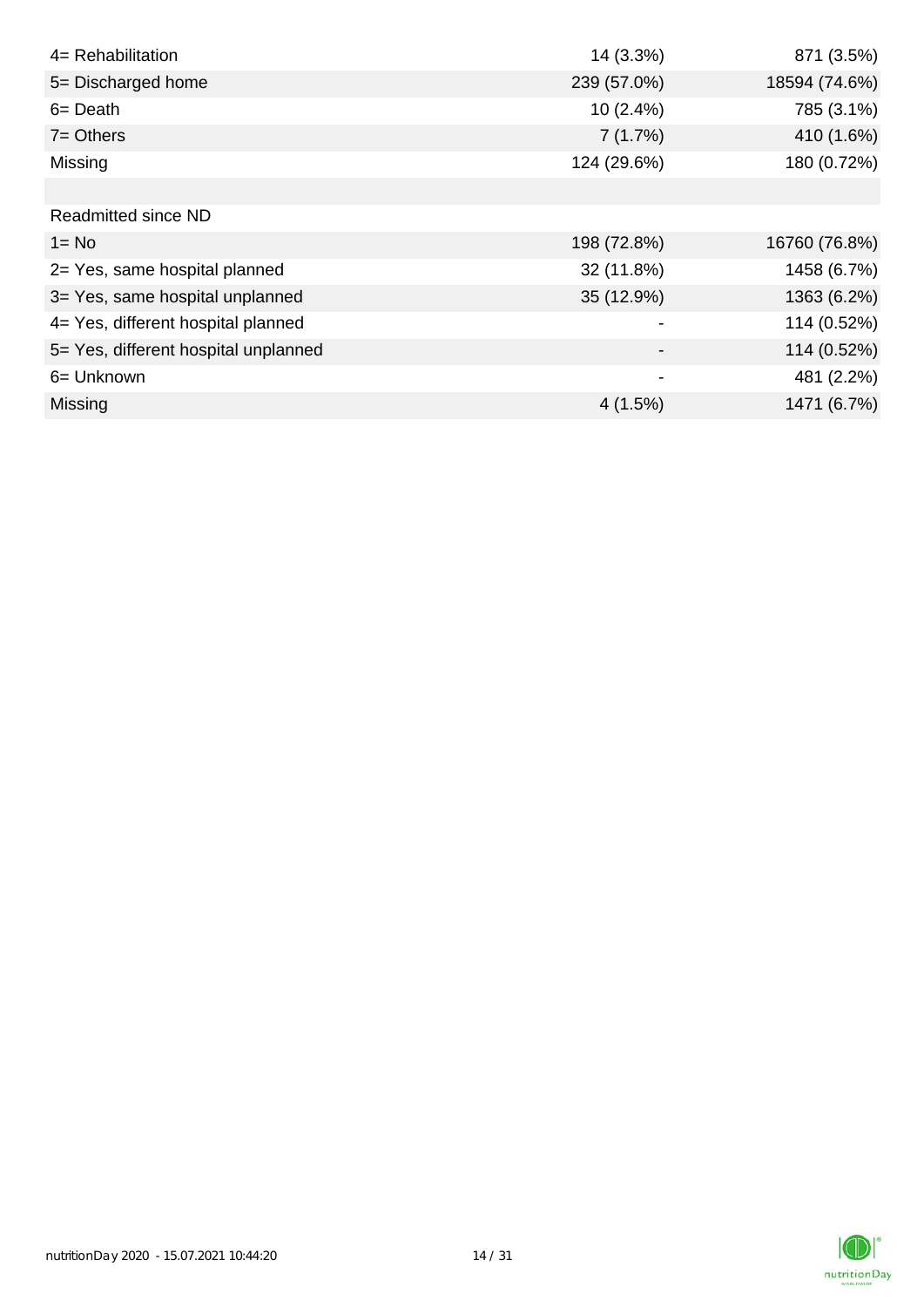| | | |
|---|---|---|
| 4= Rehabilitation | 14 (3.3%) | 871 (3.5%) |
| 5= Discharged home | 239 (57.0%) | 18594 (74.6%) |
| 6= Death | 10 (2.4%) | 785 (3.1%) |
| 7= Others | 7 (1.7%) | 410 (1.6%) |
| Missing | 124 (29.6%) | 180 (0.72%) |
| | | |
| Readmitted since ND | | |
| 1= No | 198 (72.8%) | 16760 (76.8%) |
| 2= Yes, same hospital planned | 32 (11.8%) | 1458 (6.7%) |
| 3= Yes, same hospital unplanned | 35 (12.9%) | 1363 (6.2%) |
| 4= Yes, different hospital planned | - | 114 (0.52%) |
| 5= Yes, different hospital unplanned | - | 114 (0.52%) |
| 6= Unknown | - | 481 (2.2%) |
| Missing | 4 (1.5%) | 1471 (6.7%) |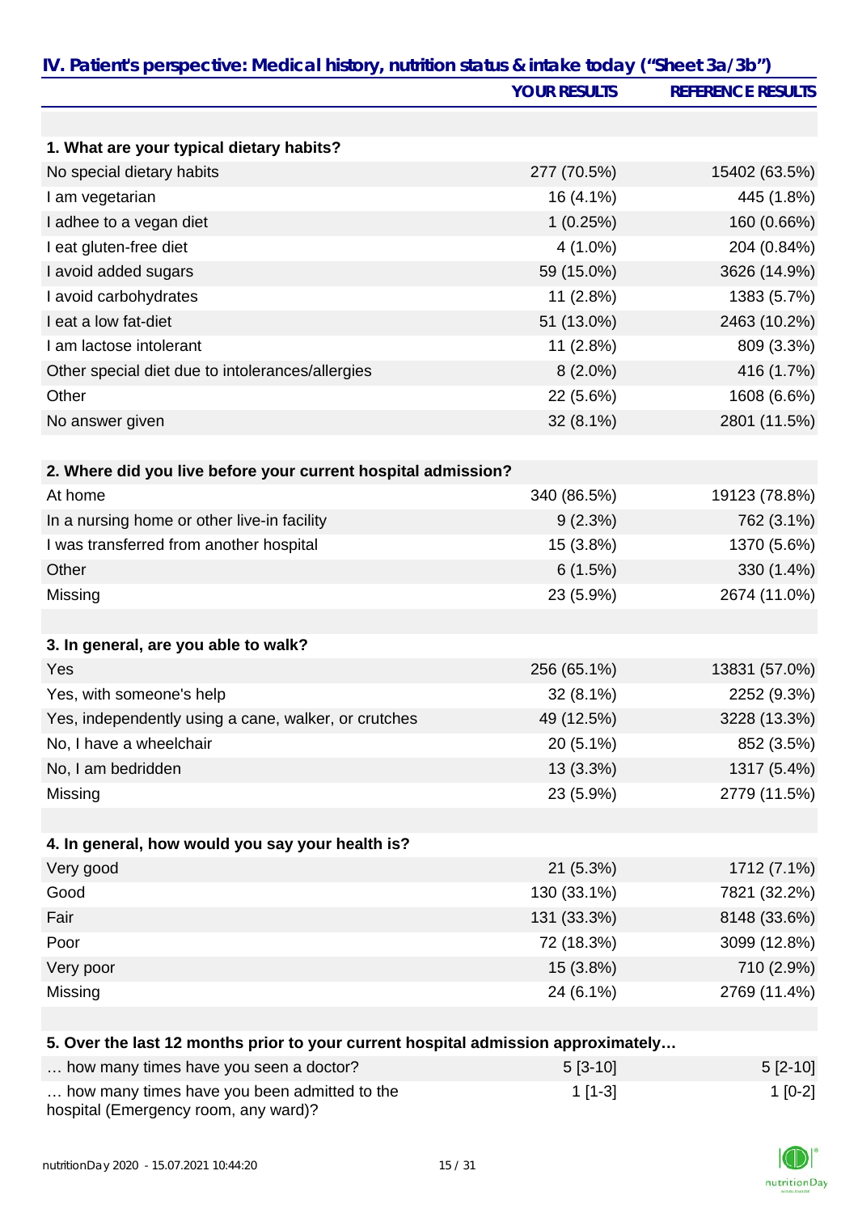## IV. Patient's perspective: Medical history, nutrition status & intake today ("Sheet 3a/3b")

| | YOUR RESULTS | REFERENCE RESULTS |
|---|---|---|
| **1. What are your typical dietary habits?** | | |
| No special dietary habits | 277 (70.5%) | 15402 (63.5%) |
| I am vegetarian | 16 (4.1%) | 445 (1.8%) |
| I adhee to a vegan diet | 1 (0.25%) | 160 (0.66%) |
| I eat gluten-free diet | 4 (1.0%) | 204 (0.84%) |
| I avoid added sugars | 59 (15.0%) | 3626 (14.9%) |
| I avoid carbohydrates | 11 (2.8%) | 1383 (5.7%) |
| I eat a low fat-diet | 51 (13.0%) | 2463 (10.2%) |
| I am lactose intolerant | 11 (2.8%) | 809 (3.3%) |
| Other special diet due to intolerances/allergies | 8 (2.0%) | 416 (1.7%) |
| Other | 22 (5.6%) | 1608 (6.6%) |
| No answer given | 32 (8.1%) | 2801 (11.5%) |
| **2. Where did you live before your current hospital admission?** | | |
| At home | 340 (86.5%) | 19123 (78.8%) |
| In a nursing home or other live-in facility | 9 (2.3%) | 762 (3.1%) |
| I was transferred from another hospital | 15 (3.8%) | 1370 (5.6%) |
| Other | 6 (1.5%) | 330 (1.4%) |
| Missing | 23 (5.9%) | 2674 (11.0%) |
| **3. In general, are you able to walk?** | | |
| Yes | 256 (65.1%) | 13831 (57.0%) |
| Yes, with someone's help | 32 (8.1%) | 2252 (9.3%) |
| Yes, independently using a cane, walker, or crutches | 49 (12.5%) | 3228 (13.3%) |
| No, I have a wheelchair | 20 (5.1%) | 852 (3.5%) |
| No, I am bedridden | 13 (3.3%) | 1317 (5.4%) |
| Missing | 23 (5.9%) | 2779 (11.5%) |
| **4. In general, how would you say your health is?** | | |
| Very good | 21 (5.3%) | 1712 (7.1%) |
| Good | 130 (33.1%) | 7821 (32.2%) |
| Fair | 131 (33.3%) | 8148 (33.6%) |
| Poor | 72 (18.3%) | 3099 (12.8%) |
| Very poor | 15 (3.8%) | 710 (2.9%) |
| Missing | 24 (6.1%) | 2769 (11.4%) |
| **5. Over the last 12 months prior to your current hospital admission approximately…** | | |
| … how many times have you seen a doctor? | 5 [3-10] | 5 [2-10] |
| … how many times have you been admitted to the hospital (Emergency room, any ward)? | 1 [1-3] | 1 [0-2] |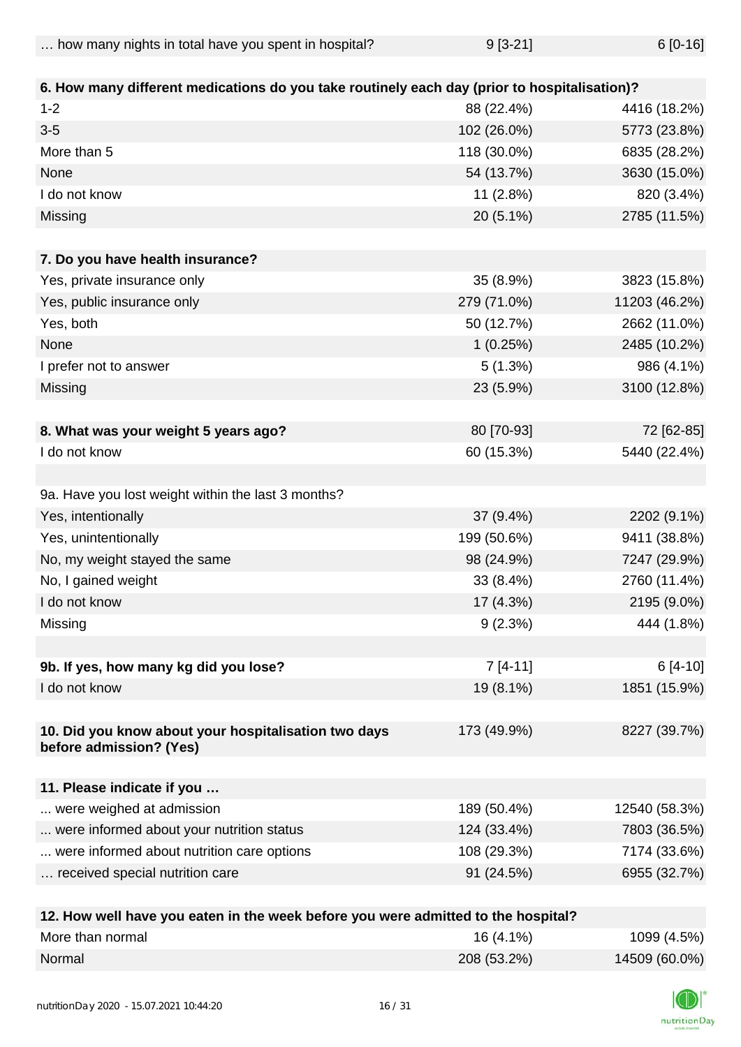| … how many nights in total have you spent in hospital? | 9 [3-21] | 6 [0-16] |
|---|---|---|
| | | |
| **6. How many different medications do you take routinely each day (prior to hospitalisation)?** | | |
| 1-2 | 88 (22.4%) | 4416 (18.2%) |
| 3-5 | 102 (26.0%) | 5773 (23.8%) |
| More than 5 | 118 (30.0%) | 6835 (28.2%) |
| None | 54 (13.7%) | 3630 (15.0%) |
| I do not know | 11 (2.8%) | 820 (3.4%) |
| Missing | 20 (5.1%) | 2785 (11.5%) |
| | | |
| **7. Do you have health insurance?** | | |
| Yes, private insurance only | 35 (8.9%) | 3823 (15.8%) |
| Yes, public insurance only | 279 (71.0%) | 11203 (46.2%) |
| Yes, both | 50 (12.7%) | 2662 (11.0%) |
| None | 1 (0.25%) | 2485 (10.2%) |
| I prefer not to answer | 5 (1.3%) | 986 (4.1%) |
| Missing | 23 (5.9%) | 3100 (12.8%) |
| | | |
| **8. What was your weight 5 years ago?** | 80 [70-93] | 72 [62-85] |
| I do not know | 60 (15.3%) | 5440 (22.4%) |
| | | |
| 9a. Have you lost weight within the last 3 months? | | |
| Yes, intentionally | 37 (9.4%) | 2202 (9.1%) |
| Yes, unintentionally | 199 (50.6%) | 9411 (38.8%) |
| No, my weight stayed the same | 98 (24.9%) | 7247 (29.9%) |
| No, I gained weight | 33 (8.4%) | 2760 (11.4%) |
| I do not know | 17 (4.3%) | 2195 (9.0%) |
| Missing | 9 (2.3%) | 444 (1.8%) |
| | | |
| **9b. If yes, how many kg did you lose?** | 7 [4-11] | 6 [4-10] |
| I do not know | 19 (8.1%) | 1851 (15.9%) |
| | | |
| **10. Did you know about your hospitalisation two days before admission? (Yes)** | 173 (49.9%) | 8227 (39.7%) |
| | | |
| **11. Please indicate if you …** | | |
| ... were weighed at admission | 189 (50.4%) | 12540 (58.3%) |
| ... were informed about your nutrition status | 124 (33.4%) | 7803 (36.5%) |
| ... were informed about nutrition care options | 108 (29.3%) | 7174 (33.6%) |
| … received special nutrition care | 91 (24.5%) | 6955 (32.7%) |
| | | |
| **12. How well have you eaten in the week before you were admitted to the hospital?** | | |
| More than normal | 16 (4.1%) | 1099 (4.5%) |
| Normal | 208 (53.2%) | 14509 (60.0%) |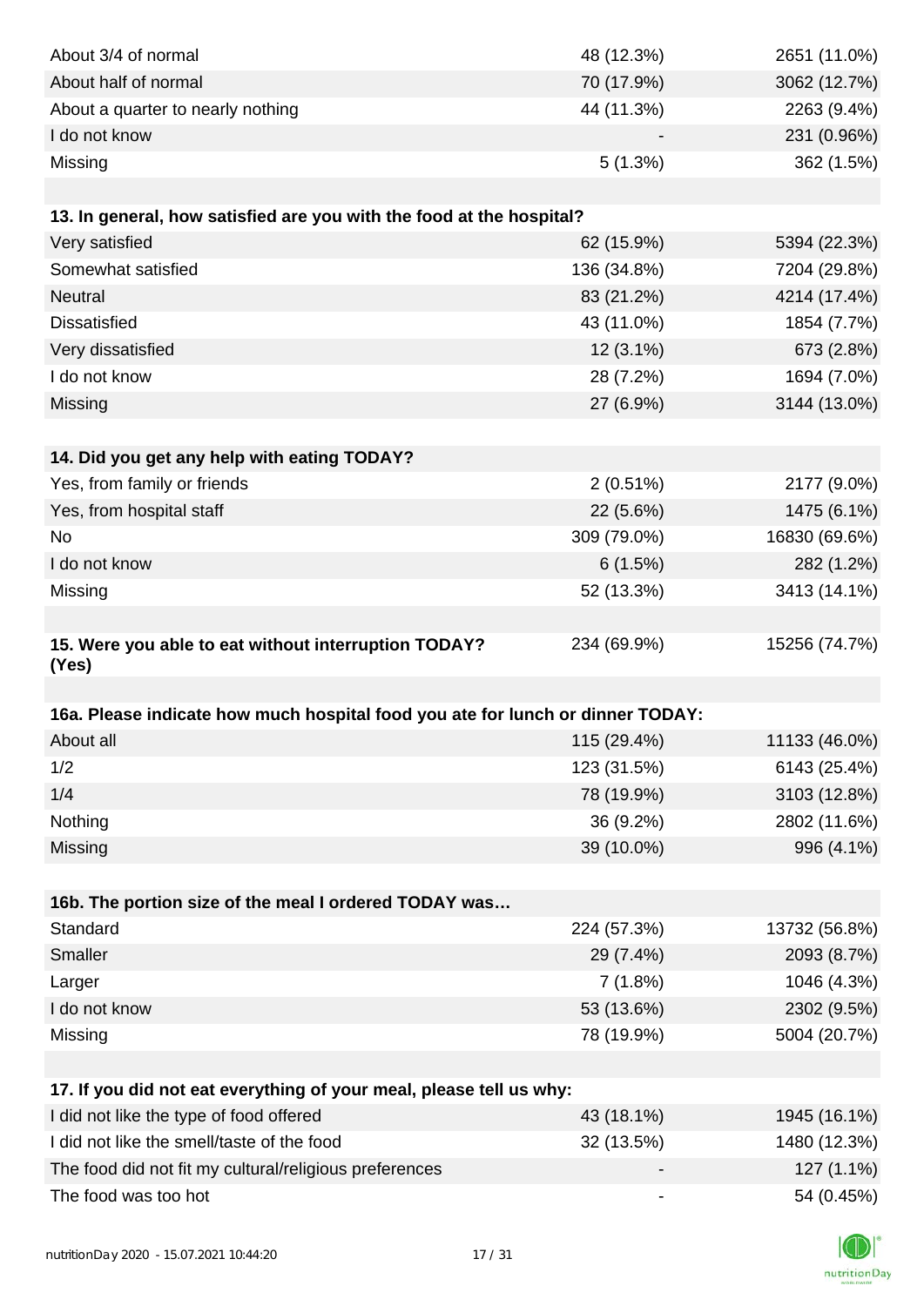| | | |
|---|---|---|
| About 3/4 of normal | 48 (12.3%) | 2651 (11.0%) |
| About half of normal | 70 (17.9%) | 3062 (12.7%) |
| About a quarter to nearly nothing | 44 (11.3%) | 2263 (9.4%) |
| I do not know | - | 231 (0.96%) |
| Missing | 5 (1.3%) | 362 (1.5%) |

| **13. In general, how satisfied are you with the food at the hospital?** | | |
|---|---|---|
| Very satisfied | 62 (15.9%) | 5394 (22.3%) |
| Somewhat satisfied | 136 (34.8%) | 7204 (29.8%) |
| Neutral | 83 (21.2%) | 4214 (17.4%) |
| Dissatisfied | 43 (11.0%) | 1854 (7.7%) |
| Very dissatisfied | 12 (3.1%) | 673 (2.8%) |
| I do not know | 28 (7.2%) | 1694 (7.0%) |
| Missing | 27 (6.9%) | 3144 (13.0%) |

| **14. Did you get any help with eating TODAY?** | | |
|---|---|---|
| Yes, from family or friends | 2 (0.51%) | 2177 (9.0%) |
| Yes, from hospital staff | 22 (5.6%) | 1475 (6.1%) |
| No | 309 (79.0%) | 16830 (69.6%) |
| I do not know | 6 (1.5%) | 282 (1.2%) |
| Missing | 52 (13.3%) | 3413 (14.1%) |

| **15. Were you able to eat without interruption TODAY? (Yes)** | 234 (69.9%) | 15256 (74.7%) |
|---|---|---|

| **16a. Please indicate how much hospital food you ate for lunch or dinner TODAY:** | | |
|---|---|---|
| About all | 115 (29.4%) | 11133 (46.0%) |
| 1/2 | 123 (31.5%) | 6143 (25.4%) |
| 1/4 | 78 (19.9%) | 3103 (12.8%) |
| Nothing | 36 (9.2%) | 2802 (11.6%) |
| Missing | 39 (10.0%) | 996 (4.1%) |

| **16b. The portion size of the meal I ordered TODAY was…** | | |
|---|---|---|
| Standard | 224 (57.3%) | 13732 (56.8%) |
| Smaller | 29 (7.4%) | 2093 (8.7%) |
| Larger | 7 (1.8%) | 1046 (4.3%) |
| I do not know | 53 (13.6%) | 2302 (9.5%) |
| Missing | 78 (19.9%) | 5004 (20.7%) |

| **17. If you did not eat everything of your meal, please tell us why:** | | |
|---|---|---|
| I did not like the type of food offered | 43 (18.1%) | 1945 (16.1%) |
| I did not like the smell/taste of the food | 32 (13.5%) | 1480 (12.3%) |
| The food did not fit my cultural/religious preferences | - | 127 (1.1%) |
| The food was too hot | - | 54 (0.45%) |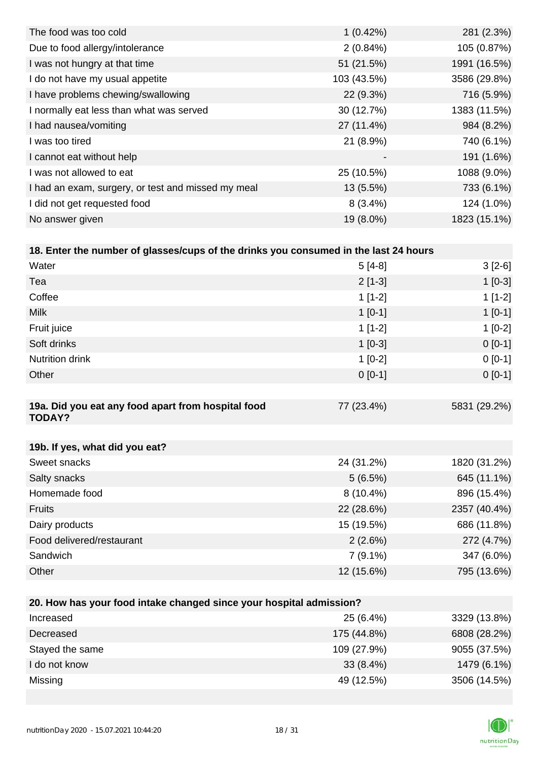| | | |
|---|---|---|
| The food was too cold | 1 (0.42%) | 281 (2.3%) |
| Due to food allergy/intolerance | 2 (0.84%) | 105 (0.87%) |
| I was not hungry at that time | 51 (21.5%) | 1991 (16.5%) |
| I do not have my usual appetite | 103 (43.5%) | 3586 (29.8%) |
| I have problems chewing/swallowing | 22 (9.3%) | 716 (5.9%) |
| I normally eat less than what was served | 30 (12.7%) | 1383 (11.5%) |
| I had nausea/vomiting | 27 (11.4%) | 984 (8.2%) |
| I was too tired | 21 (8.9%) | 740 (6.1%) |
| I cannot eat without help | - | 191 (1.6%) |
| I was not allowed to eat | 25 (10.5%) | 1088 (9.0%) |
| I had an exam, surgery, or test and missed my meal | 13 (5.5%) | 733 (6.1%) |
| I did not get requested food | 8 (3.4%) | 124 (1.0%) |
| No answer given | 19 (8.0%) | 1823 (15.1%) |

| **18. Enter the number of glasses/cups of the drinks you consumed in the last 24 hours** | | |
|---|---|---|
| Water | 5 [4-8] | 3 [2-6] |
| Tea | 2 [1-3] | 1 [0-3] |
| Coffee | 1 [1-2] | 1 [1-2] |
| Milk | 1 [0-1] | 1 [0-1] |
| Fruit juice | 1 [1-2] | 1 [0-2] |
| Soft drinks | 1 [0-3] | 0 [0-1] |
| Nutrition drink | 1 [0-2] | 0 [0-1] |
| Other | 0 [0-1] | 0 [0-1] |

| **19a. Did you eat any food apart from hospital food TODAY?** | 77 (23.4%) | 5831 (29.2%) |
|---|---|---|

| **19b. If yes, what did you eat?** | | |
|---|---|---|
| Sweet snacks | 24 (31.2%) | 1820 (31.2%) |
| Salty snacks | 5 (6.5%) | 645 (11.1%) |
| Homemade food | 8 (10.4%) | 896 (15.4%) |
| Fruits | 22 (28.6%) | 2357 (40.4%) |
| Dairy products | 15 (19.5%) | 686 (11.8%) |
| Food delivered/restaurant | 2 (2.6%) | 272 (4.7%) |
| Sandwich | 7 (9.1%) | 347 (6.0%) |
| Other | 12 (15.6%) | 795 (13.6%) |

| **20. How has your food intake changed since your hospital admission?** | | |
|---|---|---|
| Increased | 25 (6.4%) | 3329 (13.8%) |
| Decreased | 175 (44.8%) | 6808 (28.2%) |
| Stayed the same | 109 (27.9%) | 9055 (37.5%) |
| I do not know | 33 (8.4%) | 1479 (6.1%) |
| Missing | 49 (12.5%) | 3506 (14.5%) |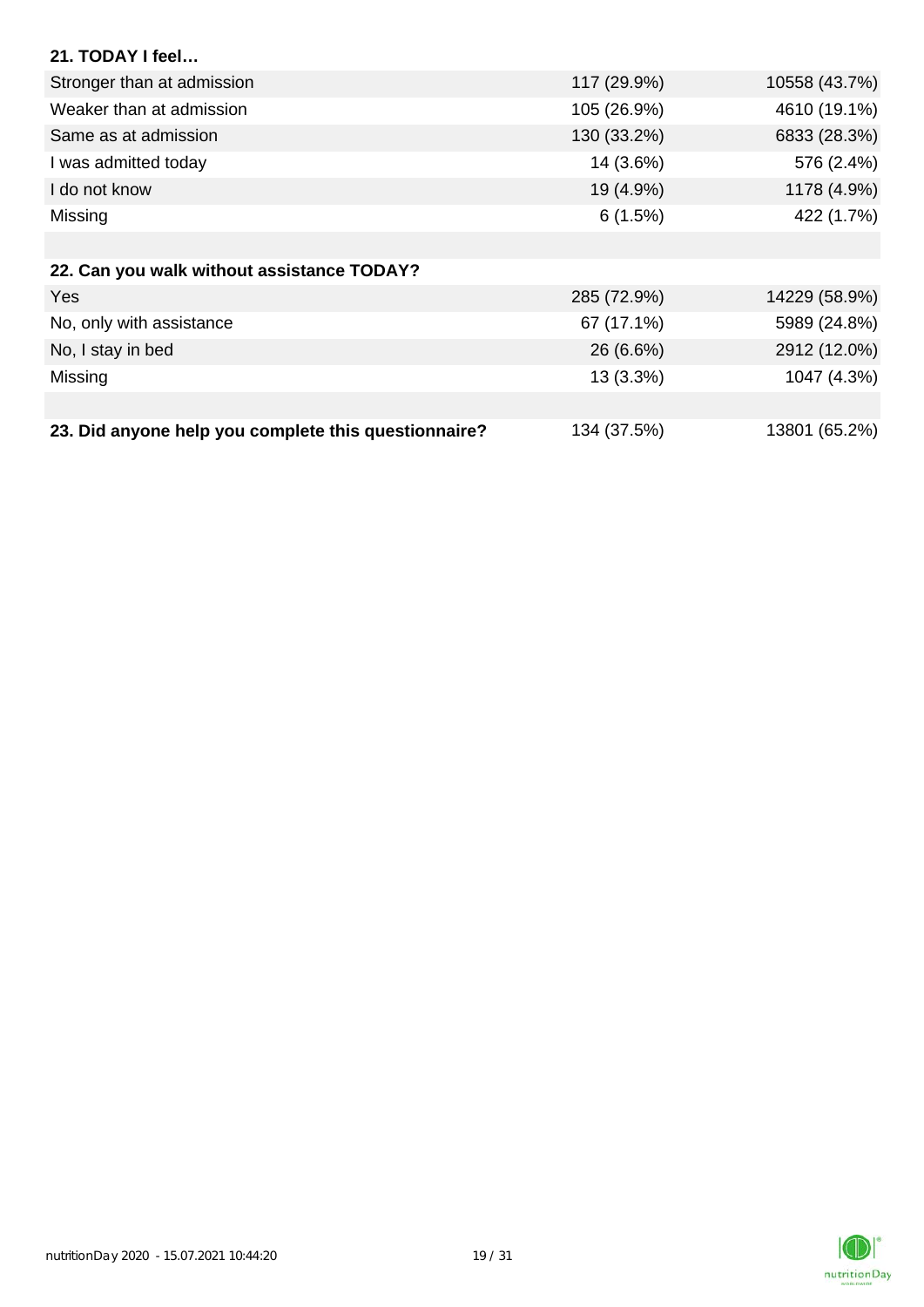| **21. TODAY I feel…** | | |
|---|---|---|
| Stronger than at admission | 117 (29.9%) | 10558 (43.7%) |
| Weaker than at admission | 105 (26.9%) | 4610 (19.1%) |
| Same as at admission | 130 (33.2%) | 6833 (28.3%) |
| I was admitted today | 14 (3.6%) | 576 (2.4%) |
| I do not know | 19 (4.9%) | 1178 (4.9%) |
| Missing | 6 (1.5%) | 422 (1.7%) |
| | | |
| **22. Can you walk without assistance TODAY?** | | |
| Yes | 285 (72.9%) | 14229 (58.9%) |
| No, only with assistance | 67 (17.1%) | 5989 (24.8%) |
| No, I stay in bed | 26 (6.6%) | 2912 (12.0%) |
| Missing | 13 (3.3%) | 1047 (4.3%) |
| | | |
| **23. Did anyone help you complete this questionnaire?** | 134 (37.5%) | 13801 (65.2%) |

nutritionDay 2020 - 15.07.2021 10:44:20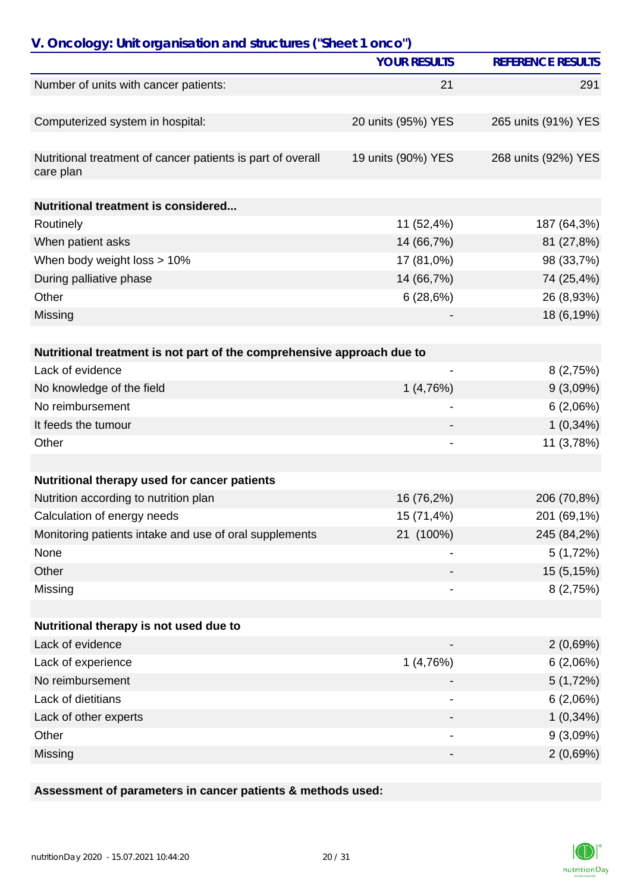## V. Oncology: Unit organisation and structures ("Sheet 1 onco")

| | YOUR RESULTS | REFERENCE RESULTS |
|---|---|---|
| Number of units with cancer patients: | 21 | 291 |
| Computerized system in hospital: | 20 units (95%) YES | 265 units (91%) YES |
| Nutritional treatment of cancer patients is part of overall care plan | 19 units (90%) YES | 268 units (92%) YES |
| **Nutritional treatment is considered...** | | |
| Routinely | 11 (52,4%) | 187 (64,3%) |
| When patient asks | 14 (66,7%) | 81 (27,8%) |
| When body weight loss > 10% | 17 (81,0%) | 98 (33,7%) |
| During palliative phase | 14 (66,7%) | 74 (25,4%) |
| Other | 6 (28,6%) | 26 (8,93%) |
| Missing | - | 18 (6,19%) |
| **Nutritional treatment is not part of the comprehensive approach due to** | | |
| Lack of evidence | - | 8 (2,75%) |
| No knowledge of the field | 1 (4,76%) | 9 (3,09%) |
| No reimbursement | - | 6 (2,06%) |
| It feeds the tumour | - | 1 (0,34%) |
| Other | - | 11 (3,78%) |
| **Nutritional therapy used for cancer patients** | | |
| Nutrition according to nutrition plan | 16 (76,2%) | 206 (70,8%) |
| Calculation of energy needs | 15 (71,4%) | 201 (69,1%) |
| Monitoring patients intake and use of oral supplements | 21 (100%) | 245 (84,2%) |
| None | - | 5 (1,72%) |
| Other | - | 15 (5,15%) |
| Missing | - | 8 (2,75%) |
| **Nutritional therapy is not used due to** | | |
| Lack of evidence | - | 2 (0,69%) |
| Lack of experience | 1 (4,76%) | 6 (2,06%) |
| No reimbursement | - | 5 (1,72%) |
| Lack of dietitians | - | 6 (2,06%) |
| Lack of other experts | - | 1 (0,34%) |
| Other | - | 9 (3,09%) |
| Missing | - | 2 (0,69%) |

**Assessment of parameters in cancer patients & methods used:**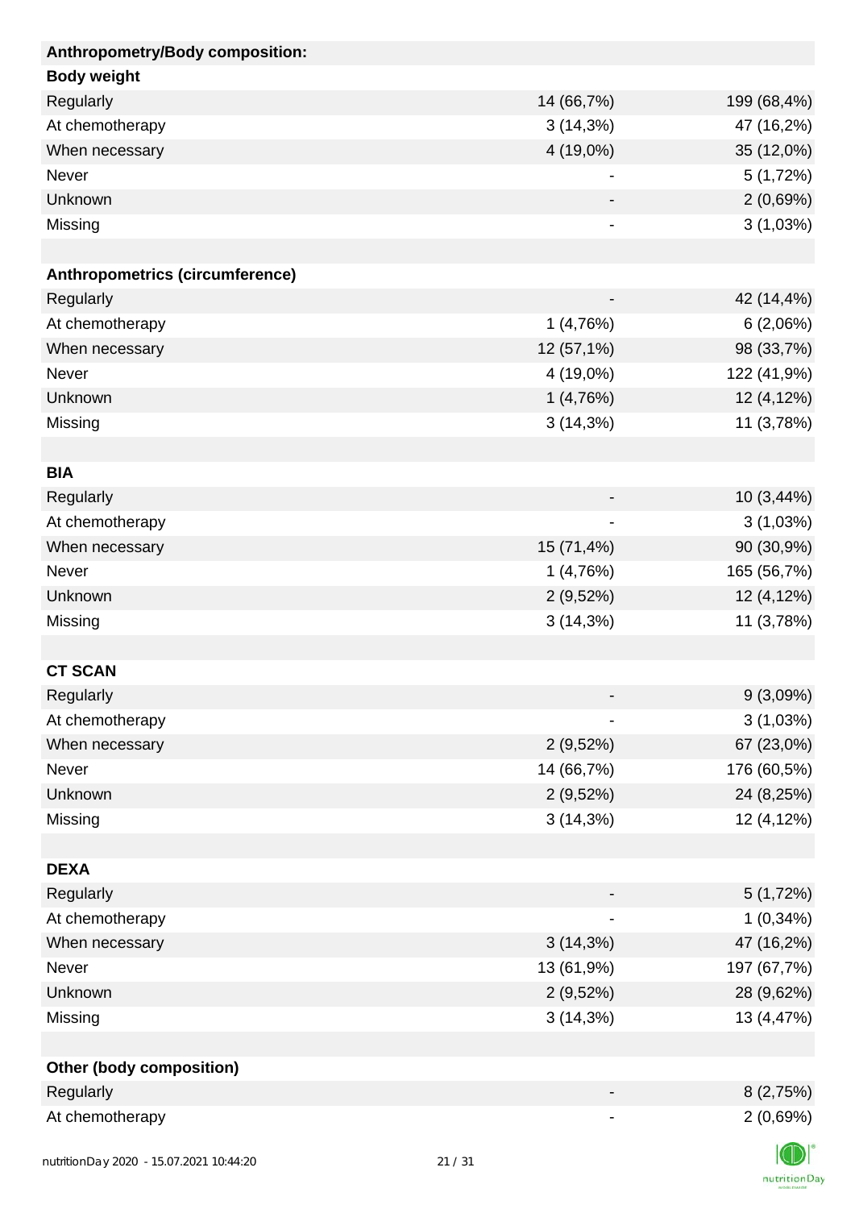| Anthropometry/Body composition: | | |
|---|---|---|
| **Body weight** | | |
| Regularly | 14 (66,7%) | 199 (68,4%) |
| At chemotherapy | 3 (14,3%) | 47 (16,2%) |
| When necessary | 4 (19,0%) | 35 (12,0%) |
| Never | - | 5 (1,72%) |
| Unknown | - | 2 (0,69%) |
| Missing | - | 3 (1,03%) |
| | | |
| **Anthropometrics (circumference)** | | |
| Regularly | - | 42 (14,4%) |
| At chemotherapy | 1 (4,76%) | 6 (2,06%) |
| When necessary | 12 (57,1%) | 98 (33,7%) |
| Never | 4 (19,0%) | 122 (41,9%) |
| Unknown | 1 (4,76%) | 12 (4,12%) |
| Missing | 3 (14,3%) | 11 (3,78%) |
| | | |
| **BIA** | | |
| Regularly | - | 10 (3,44%) |
| At chemotherapy | - | 3 (1,03%) |
| When necessary | 15 (71,4%) | 90 (30,9%) |
| Never | 1 (4,76%) | 165 (56,7%) |
| Unknown | 2 (9,52%) | 12 (4,12%) |
| Missing | 3 (14,3%) | 11 (3,78%) |
| | | |
| **CT SCAN** | | |
| Regularly | - | 9 (3,09%) |
| At chemotherapy | - | 3 (1,03%) |
| When necessary | 2 (9,52%) | 67 (23,0%) |
| Never | 14 (66,7%) | 176 (60,5%) |
| Unknown | 2 (9,52%) | 24 (8,25%) |
| Missing | 3 (14,3%) | 12 (4,12%) |
| | | |
| **DEXA** | | |
| Regularly | - | 5 (1,72%) |
| At chemotherapy | - | 1 (0,34%) |
| When necessary | 3 (14,3%) | 47 (16,2%) |
| Never | 13 (61,9%) | 197 (67,7%) |
| Unknown | 2 (9,52%) | 28 (9,62%) |
| Missing | 3 (14,3%) | 13 (4,47%) |
| | | |
| **Other (body composition)** | | |
| Regularly | - | 8 (2,75%) |
| At chemotherapy | - | 2 (0,69%) |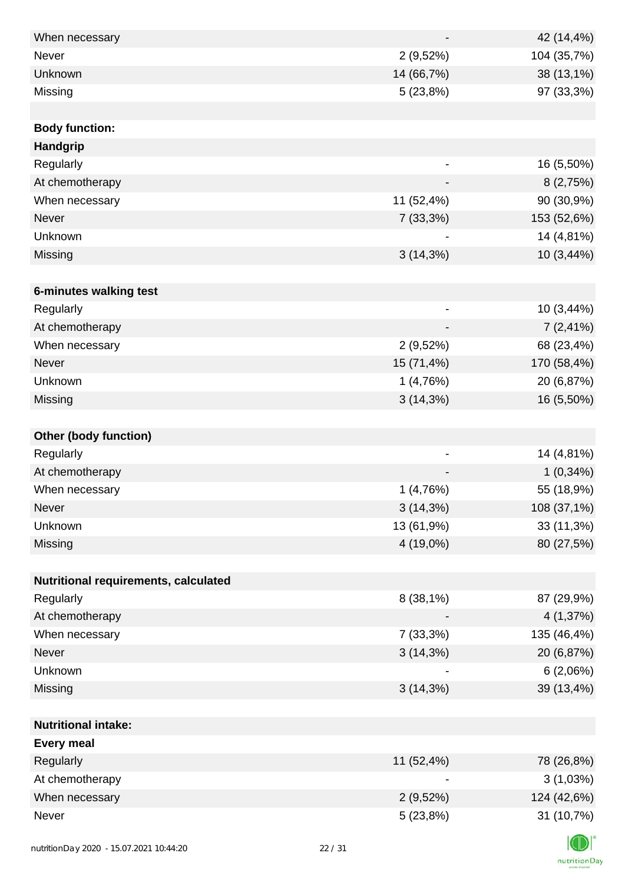| | | |
|---|---|---|
| When necessary | - | 42 (14,4%) |
| Never | 2 (9,52%) | 104 (35,7%) |
| Unknown | 14 (66,7%) | 38 (13,1%) |
| Missing | 5 (23,8%) | 97 (33,3%) |
| | | |
| **Body function:** | | |
| **Handgrip** | | |
| Regularly | - | 16 (5,50%) |
| At chemotherapy | - | 8 (2,75%) |
| When necessary | 11 (52,4%) | 90 (30,9%) |
| Never | 7 (33,3%) | 153 (52,6%) |
| Unknown | - | 14 (4,81%) |
| Missing | 3 (14,3%) | 10 (3,44%) |
| | | |
| **6-minutes walking test** | | |
| Regularly | - | 10 (3,44%) |
| At chemotherapy | - | 7 (2,41%) |
| When necessary | 2 (9,52%) | 68 (23,4%) |
| Never | 15 (71,4%) | 170 (58,4%) |
| Unknown | 1 (4,76%) | 20 (6,87%) |
| Missing | 3 (14,3%) | 16 (5,50%) |
| | | |
| **Other (body function)** | | |
| Regularly | - | 14 (4,81%) |
| At chemotherapy | - | 1 (0,34%) |
| When necessary | 1 (4,76%) | 55 (18,9%) |
| Never | 3 (14,3%) | 108 (37,1%) |
| Unknown | 13 (61,9%) | 33 (11,3%) |
| Missing | 4 (19,0%) | 80 (27,5%) |
| | | |
| **Nutritional requirements, calculated** | | |
| Regularly | 8 (38,1%) | 87 (29,9%) |
| At chemotherapy | - | 4 (1,37%) |
| When necessary | 7 (33,3%) | 135 (46,4%) |
| Never | 3 (14,3%) | 20 (6,87%) |
| Unknown | - | 6 (2,06%) |
| Missing | 3 (14,3%) | 39 (13,4%) |
| | | |
| **Nutritional intake:** | | |
| **Every meal** | | |
| Regularly | 11 (52,4%) | 78 (26,8%) |
| At chemotherapy | - | 3 (1,03%) |
| When necessary | 2 (9,52%) | 124 (42,6%) |
| Never | 5 (23,8%) | 31 (10,7%) |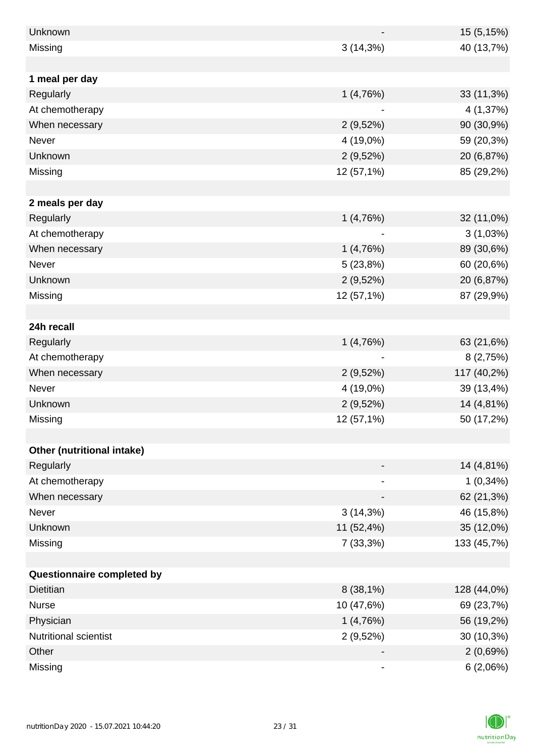| | | |
|---|---|---|
| Unknown | - | 15 (5,15%) |
| Missing | 3 (14,3%) | 40 (13,7%) |
| | | |
| **1 meal per day** | | |
| Regularly | 1 (4,76%) | 33 (11,3%) |
| At chemotherapy | - | 4 (1,37%) |
| When necessary | 2 (9,52%) | 90 (30,9%) |
| Never | 4 (19,0%) | 59 (20,3%) |
| Unknown | 2 (9,52%) | 20 (6,87%) |
| Missing | 12 (57,1%) | 85 (29,2%) |
| | | |
| **2 meals per day** | | |
| Regularly | 1 (4,76%) | 32 (11,0%) |
| At chemotherapy | - | 3 (1,03%) |
| When necessary | 1 (4,76%) | 89 (30,6%) |
| Never | 5 (23,8%) | 60 (20,6%) |
| Unknown | 2 (9,52%) | 20 (6,87%) |
| Missing | 12 (57,1%) | 87 (29,9%) |
| | | |
| **24h recall** | | |
| Regularly | 1 (4,76%) | 63 (21,6%) |
| At chemotherapy | - | 8 (2,75%) |
| When necessary | 2 (9,52%) | 117 (40,2%) |
| Never | 4 (19,0%) | 39 (13,4%) |
| Unknown | 2 (9,52%) | 14 (4,81%) |
| Missing | 12 (57,1%) | 50 (17,2%) |
| | | |
| **Other (nutritional intake)** | | |
| Regularly | - | 14 (4,81%) |
| At chemotherapy | - | 1 (0,34%) |
| When necessary | - | 62 (21,3%) |
| Never | 3 (14,3%) | 46 (15,8%) |
| Unknown | 11 (52,4%) | 35 (12,0%) |
| Missing | 7 (33,3%) | 133 (45,7%) |
| | | |
| **Questionnaire completed by** | | |
| Dietitian | 8 (38,1%) | 128 (44,0%) |
| Nurse | 10 (47,6%) | 69 (23,7%) |
| Physician | 1 (4,76%) | 56 (19,2%) |
| Nutritional scientist | 2 (9,52%) | 30 (10,3%) |
| Other | - | 2 (0,69%) |
| Missing | - | 6 (2,06%) |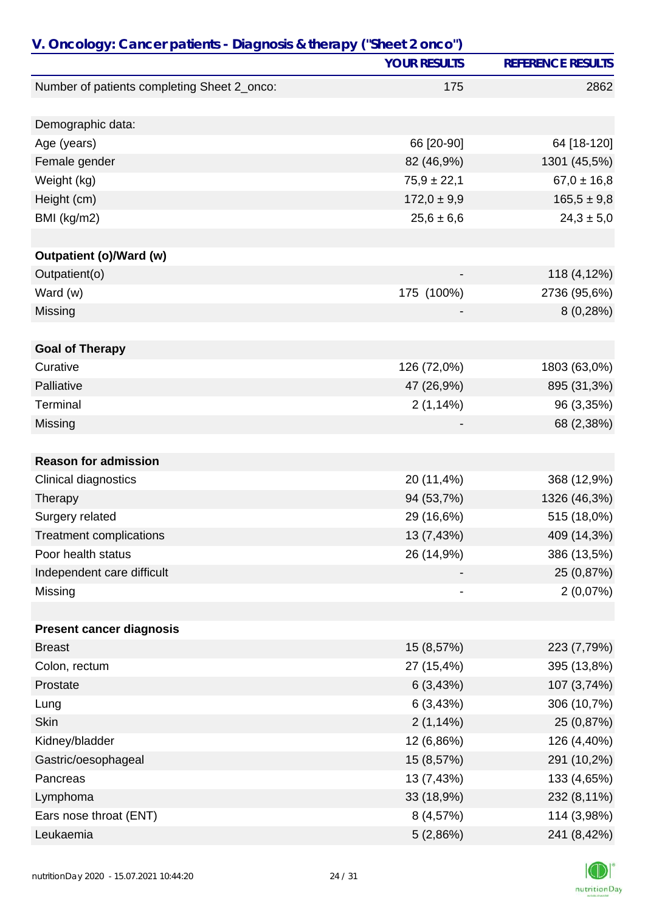## V. Oncology: Cancer patients - Diagnosis & therapy ("Sheet 2 onco")

| | YOUR RESULTS | REFERENCE RESULTS |
|---|---|---|
| Number of patients completing Sheet 2_onco: | 175 | 2862 |
| | | |
| Demographic data: | | |
| Age (years) | 66 [20-90] | 64 [18-120] |
| Female gender | 82 (46,9%) | 1301 (45,5%) |
| Weight (kg) | 75,9 ± 22,1 | 67,0 ± 16,8 |
| Height (cm) | 172,0 ± 9,9 | 165,5 ± 9,8 |
| BMI (kg/m2) | 25,6 ± 6,6 | 24,3 ± 5,0 |
| | | |
| **Outpatient (o)/Ward (w)** | | |
| Outpatient(o) | - | 118 (4,12%) |
| Ward (w) | 175 (100%) | 2736 (95,6%) |
| Missing | - | 8 (0,28%) |
| | | |
| **Goal of Therapy** | | |
| Curative | 126 (72,0%) | 1803 (63,0%) |
| Palliative | 47 (26,9%) | 895 (31,3%) |
| Terminal | 2 (1,14%) | 96 (3,35%) |
| Missing | - | 68 (2,38%) |
| | | |
| **Reason for admission** | | |
| Clinical diagnostics | 20 (11,4%) | 368 (12,9%) |
| Therapy | 94 (53,7%) | 1326 (46,3%) |
| Surgery related | 29 (16,6%) | 515 (18,0%) |
| Treatment complications | 13 (7,43%) | 409 (14,3%) |
| Poor health status | 26 (14,9%) | 386 (13,5%) |
| Independent care difficult | - | 25 (0,87%) |
| Missing | - | 2 (0,07%) |
| | | |
| **Present cancer diagnosis** | | |
| Breast | 15 (8,57%) | 223 (7,79%) |
| Colon, rectum | 27 (15,4%) | 395 (13,8%) |
| Prostate | 6 (3,43%) | 107 (3,74%) |
| Lung | 6 (3,43%) | 306 (10,7%) |
| Skin | 2 (1,14%) | 25 (0,87%) |
| Kidney/bladder | 12 (6,86%) | 126 (4,40%) |
| Gastric/oesophageal | 15 (8,57%) | 291 (10,2%) |
| Pancreas | 13 (7,43%) | 133 (4,65%) |
| Lymphoma | 33 (18,9%) | 232 (8,11%) |
| Ears nose throat (ENT) | 8 (4,57%) | 114 (3,98%) |
| Leukaemia | 5 (2,86%) | 241 (8,42%) |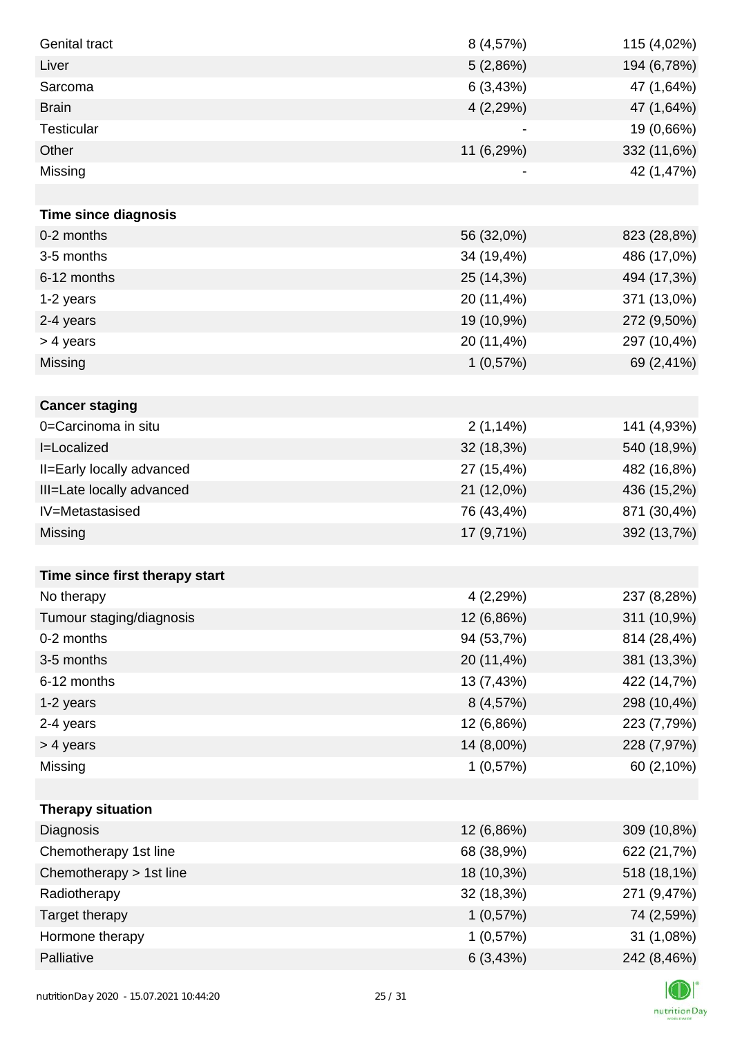| | | |
|---|---|---|
| Genital tract | 8 (4,57%) | 115 (4,02%) |
| Liver | 5 (2,86%) | 194 (6,78%) |
| Sarcoma | 6 (3,43%) | 47 (1,64%) |
| Brain | 4 (2,29%) | 47 (1,64%) |
| Testicular | - | 19 (0,66%) |
| Other | 11 (6,29%) | 332 (11,6%) |
| Missing | - | 42 (1,47%) |
| | | |
| **Time since diagnosis** | | |
| 0-2 months | 56 (32,0%) | 823 (28,8%) |
| 3-5 months | 34 (19,4%) | 486 (17,0%) |
| 6-12 months | 25 (14,3%) | 494 (17,3%) |
| 1-2 years | 20 (11,4%) | 371 (13,0%) |
| 2-4 years | 19 (10,9%) | 272 (9,50%) |
| > 4 years | 20 (11,4%) | 297 (10,4%) |
| Missing | 1 (0,57%) | 69 (2,41%) |
| | | |
| **Cancer staging** | | |
| 0=Carcinoma in situ | 2 (1,14%) | 141 (4,93%) |
| I=Localized | 32 (18,3%) | 540 (18,9%) |
| II=Early locally advanced | 27 (15,4%) | 482 (16,8%) |
| III=Late locally advanced | 21 (12,0%) | 436 (15,2%) |
| IV=Metastasised | 76 (43,4%) | 871 (30,4%) |
| Missing | 17 (9,71%) | 392 (13,7%) |
| | | |
| **Time since first therapy start** | | |
| No therapy | 4 (2,29%) | 237 (8,28%) |
| Tumour staging/diagnosis | 12 (6,86%) | 311 (10,9%) |
| 0-2 months | 94 (53,7%) | 814 (28,4%) |
| 3-5 months | 20 (11,4%) | 381 (13,3%) |
| 6-12 months | 13 (7,43%) | 422 (14,7%) |
| 1-2 years | 8 (4,57%) | 298 (10,4%) |
| 2-4 years | 12 (6,86%) | 223 (7,79%) |
| > 4 years | 14 (8,00%) | 228 (7,97%) |
| Missing | 1 (0,57%) | 60 (2,10%) |
| | | |
| **Therapy situation** | | |
| Diagnosis | 12 (6,86%) | 309 (10,8%) |
| Chemotherapy 1st line | 68 (38,9%) | 622 (21,7%) |
| Chemotherapy > 1st line | 18 (10,3%) | 518 (18,1%) |
| Radiotherapy | 32 (18,3%) | 271 (9,47%) |
| Target therapy | 1 (0,57%) | 74 (2,59%) |
| Hormone therapy | 1 (0,57%) | 31 (1,08%) |
| Palliative | 6 (3,43%) | 242 (8,46%) |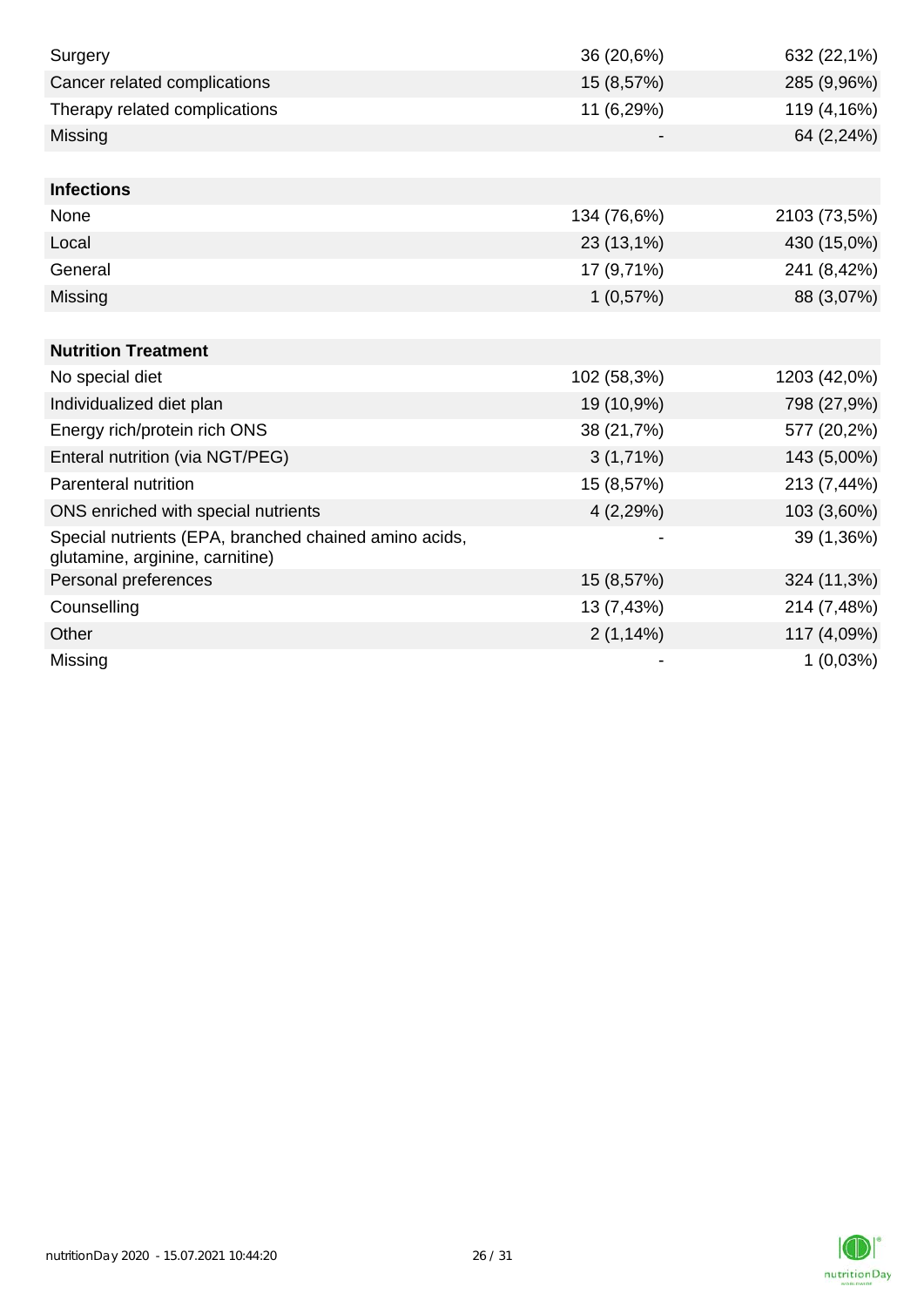| | | |
|---|---|---|
| Surgery | 36 (20,6%) | 632 (22,1%) |
| Cancer related complications | 15 (8,57%) | 285 (9,96%) |
| Therapy related complications | 11 (6,29%) | 119 (4,16%) |
| Missing | - | 64 (2,24%) |
| | | |
| **Infections** | | |
| None | 134 (76,6%) | 2103 (73,5%) |
| Local | 23 (13,1%) | 430 (15,0%) |
| General | 17 (9,71%) | 241 (8,42%) |
| Missing | 1 (0,57%) | 88 (3,07%) |
| | | |
| **Nutrition Treatment** | | |
| No special diet | 102 (58,3%) | 1203 (42,0%) |
| Individualized diet plan | 19 (10,9%) | 798 (27,9%) |
| Energy rich/protein rich ONS | 38 (21,7%) | 577 (20,2%) |
| Enteral nutrition (via NGT/PEG) | 3 (1,71%) | 143 (5,00%) |
| Parenteral nutrition | 15 (8,57%) | 213 (7,44%) |
| ONS enriched with special nutrients | 4 (2,29%) | 103 (3,60%) |
| Special nutrients (EPA, branched chained amino acids, glutamine, arginine, carnitine) | - | 39 (1,36%) |
| Personal preferences | 15 (8,57%) | 324 (11,3%) |
| Counselling | 13 (7,43%) | 214 (7,48%) |
| Other | 2 (1,14%) | 117 (4,09%) |
| Missing | - | 1 (0,03%) |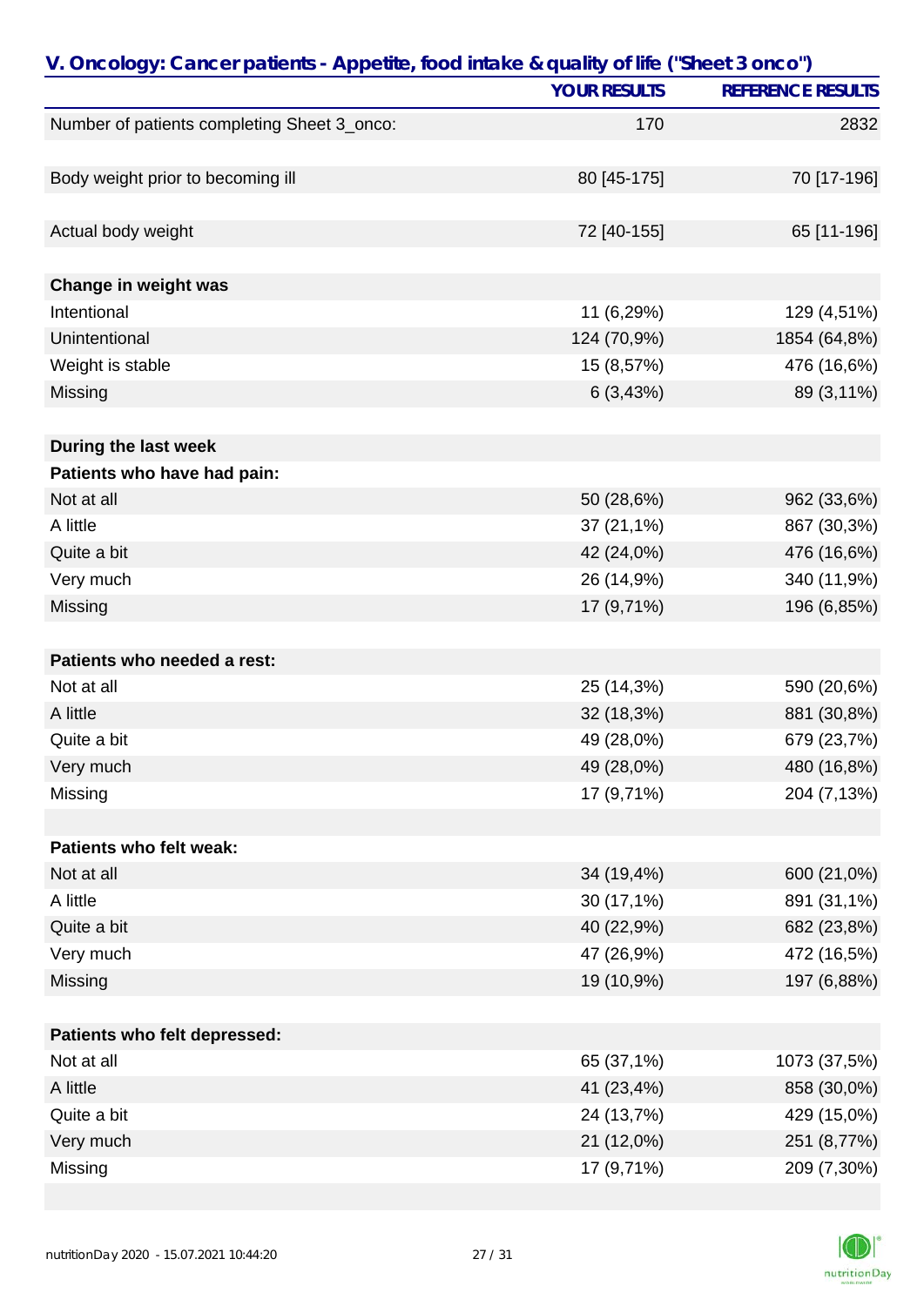## V. Oncology: Cancer patients - Appetite, food intake & quality of life ("Sheet 3 onco")

| | YOUR RESULTS | REFERENCE RESULTS |
|---|---|---|
| Number of patients completing Sheet 3_onco: | 170 | 2832 |
| | | |
| Body weight prior to becoming ill | 80 [45-175] | 70 [17-196] |
| | | |
| Actual body weight | 72 [40-155] | 65 [11-196] |
| | | |
| **Change in weight was** | | |
| Intentional | 11 (6,29%) | 129 (4,51%) |
| Unintentional | 124 (70,9%) | 1854 (64,8%) |
| Weight is stable | 15 (8,57%) | 476 (16,6%) |
| Missing | 6 (3,43%) | 89 (3,11%) |
| | | |
| **During the last week** | | |
| **Patients who have had pain:** | | |
| Not at all | 50 (28,6%) | 962 (33,6%) |
| A little | 37 (21,1%) | 867 (30,3%) |
| Quite a bit | 42 (24,0%) | 476 (16,6%) |
| Very much | 26 (14,9%) | 340 (11,9%) |
| Missing | 17 (9,71%) | 196 (6,85%) |
| | | |
| **Patients who needed a rest:** | | |
| Not at all | 25 (14,3%) | 590 (20,6%) |
| A little | 32 (18,3%) | 881 (30,8%) |
| Quite a bit | 49 (28,0%) | 679 (23,7%) |
| Very much | 49 (28,0%) | 480 (16,8%) |
| Missing | 17 (9,71%) | 204 (7,13%) |
| | | |
| **Patients who felt weak:** | | |
| Not at all | 34 (19,4%) | 600 (21,0%) |
| A little | 30 (17,1%) | 891 (31,1%) |
| Quite a bit | 40 (22,9%) | 682 (23,8%) |
| Very much | 47 (26,9%) | 472 (16,5%) |
| Missing | 19 (10,9%) | 197 (6,88%) |
| | | |
| **Patients who felt depressed:** | | |
| Not at all | 65 (37,1%) | 1073 (37,5%) |
| A little | 41 (23,4%) | 858 (30,0%) |
| Quite a bit | 24 (13,7%) | 429 (15,0%) |
| Very much | 21 (12,0%) | 251 (8,77%) |
| Missing | 17 (9,71%) | 209 (7,30%) |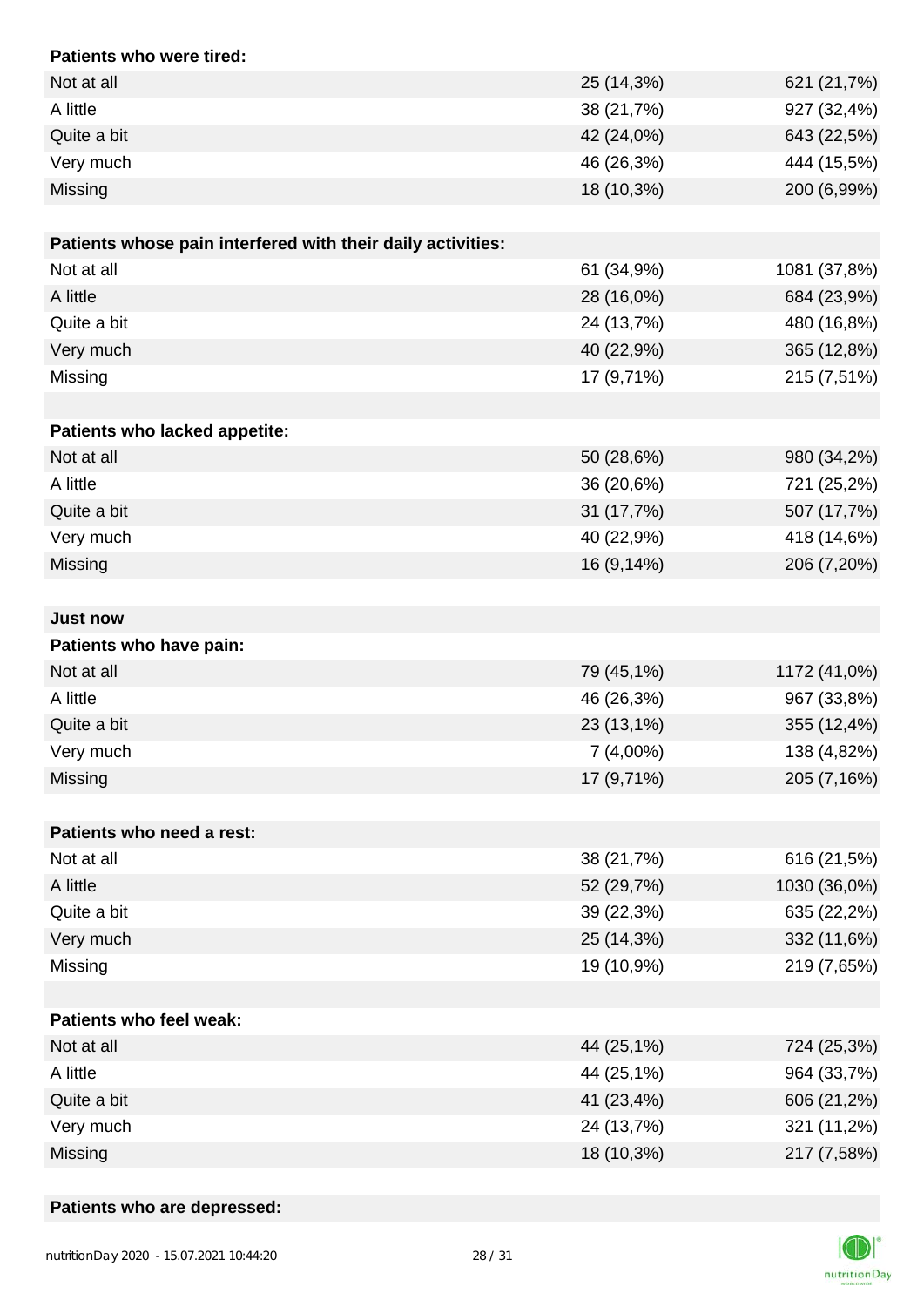| | | |
|---|---|---|
| **Patients who were tired:** | | |
| Not at all | 25 (14,3%) | 621 (21,7%) |
| A little | 38 (21,7%) | 927 (32,4%) |
| Quite a bit | 42 (24,0%) | 643 (22,5%) |
| Very much | 46 (26,3%) | 444 (15,5%) |
| Missing | 18 (10,3%) | 200 (6,99%) |
| | | |
| **Patients whose pain interfered with their daily activities:** | | |
| Not at all | 61 (34,9%) | 1081 (37,8%) |
| A little | 28 (16,0%) | 684 (23,9%) |
| Quite a bit | 24 (13,7%) | 480 (16,8%) |
| Very much | 40 (22,9%) | 365 (12,8%) |
| Missing | 17 (9,71%) | 215 (7,51%) |
| | | |
| **Patients who lacked appetite:** | | |
| Not at all | 50 (28,6%) | 980 (34,2%) |
| A little | 36 (20,6%) | 721 (25,2%) |
| Quite a bit | 31 (17,7%) | 507 (17,7%) |
| Very much | 40 (22,9%) | 418 (14,6%) |
| Missing | 16 (9,14%) | 206 (7,20%) |
| | | |
| **Just now** | | |
| **Patients who have pain:** | | |
| Not at all | 79 (45,1%) | 1172 (41,0%) |
| A little | 46 (26,3%) | 967 (33,8%) |
| Quite a bit | 23 (13,1%) | 355 (12,4%) |
| Very much | 7 (4,00%) | 138 (4,82%) |
| Missing | 17 (9,71%) | 205 (7,16%) |
| | | |
| **Patients who need a rest:** | | |
| Not at all | 38 (21,7%) | 616 (21,5%) |
| A little | 52 (29,7%) | 1030 (36,0%) |
| Quite a bit | 39 (22,3%) | 635 (22,2%) |
| Very much | 25 (14,3%) | 332 (11,6%) |
| Missing | 19 (10,9%) | 219 (7,65%) |
| | | |
| **Patients who feel weak:** | | |
| Not at all | 44 (25,1%) | 724 (25,3%) |
| A little | 44 (25,1%) | 964 (33,7%) |
| Quite a bit | 41 (23,4%) | 606 (21,2%) |
| Very much | 24 (13,7%) | 321 (11,2%) |
| Missing | 18 (10,3%) | 217 (7,58%) |
| | | |
| **Patients who are depressed:** | | |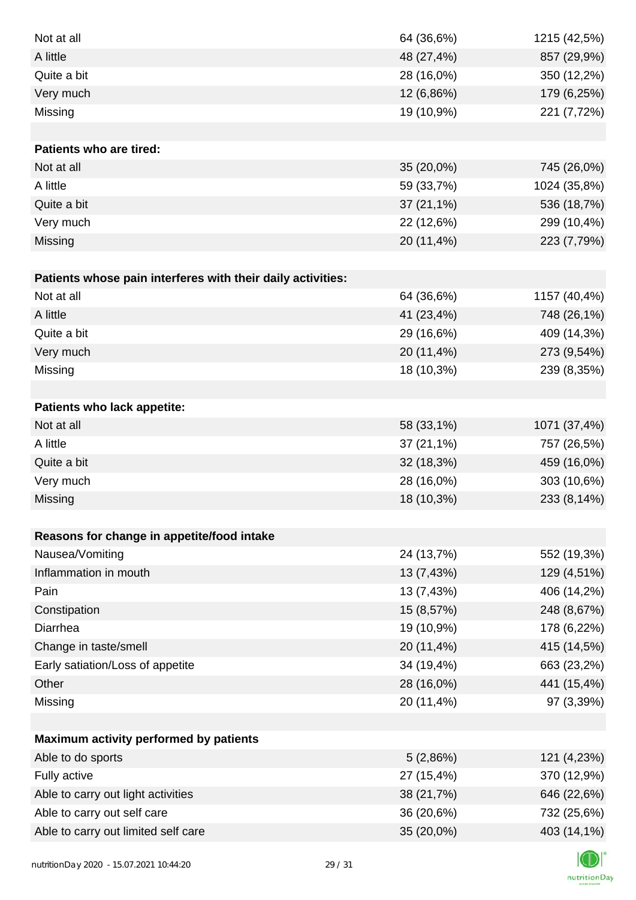| | | |
|---|---|---|
| Not at all | 64 (36,6%) | 1215 (42,5%) |
| A little | 48 (27,4%) | 857 (29,9%) |
| Quite a bit | 28 (16,0%) | 350 (12,2%) |
| Very much | 12 (6,86%) | 179 (6,25%) |
| Missing | 19 (10,9%) | 221 (7,72%) |
| | | |
| **Patients who are tired:** | | |
| Not at all | 35 (20,0%) | 745 (26,0%) |
| A little | 59 (33,7%) | 1024 (35,8%) |
| Quite a bit | 37 (21,1%) | 536 (18,7%) |
| Very much | 22 (12,6%) | 299 (10,4%) |
| Missing | 20 (11,4%) | 223 (7,79%) |
| | | |
| **Patients whose pain interferes with their daily activities:** | | |
| Not at all | 64 (36,6%) | 1157 (40,4%) |
| A little | 41 (23,4%) | 748 (26,1%) |
| Quite a bit | 29 (16,6%) | 409 (14,3%) |
| Very much | 20 (11,4%) | 273 (9,54%) |
| Missing | 18 (10,3%) | 239 (8,35%) |
| | | |
| **Patients who lack appetite:** | | |
| Not at all | 58 (33,1%) | 1071 (37,4%) |
| A little | 37 (21,1%) | 757 (26,5%) |
| Quite a bit | 32 (18,3%) | 459 (16,0%) |
| Very much | 28 (16,0%) | 303 (10,6%) |
| Missing | 18 (10,3%) | 233 (8,14%) |
| | | |
| **Reasons for change in appetite/food intake** | | |
| Nausea/Vomiting | 24 (13,7%) | 552 (19,3%) |
| Inflammation in mouth | 13 (7,43%) | 129 (4,51%) |
| Pain | 13 (7,43%) | 406 (14,2%) |
| Constipation | 15 (8,57%) | 248 (8,67%) |
| Diarrhea | 19 (10,9%) | 178 (6,22%) |
| Change in taste/smell | 20 (11,4%) | 415 (14,5%) |
| Early satiation/Loss of appetite | 34 (19,4%) | 663 (23,2%) |
| Other | 28 (16,0%) | 441 (15,4%) |
| Missing | 20 (11,4%) | 97 (3,39%) |
| | | |
| **Maximum activity performed by patients** | | |
| Able to do sports | 5 (2,86%) | 121 (4,23%) |
| Fully active | 27 (15,4%) | 370 (12,9%) |
| Able to carry out light activities | 38 (21,7%) | 646 (22,6%) |
| Able to carry out self care | 36 (20,6%) | 732 (25,6%) |
| Able to carry out limited self care | 35 (20,0%) | 403 (14,1%) |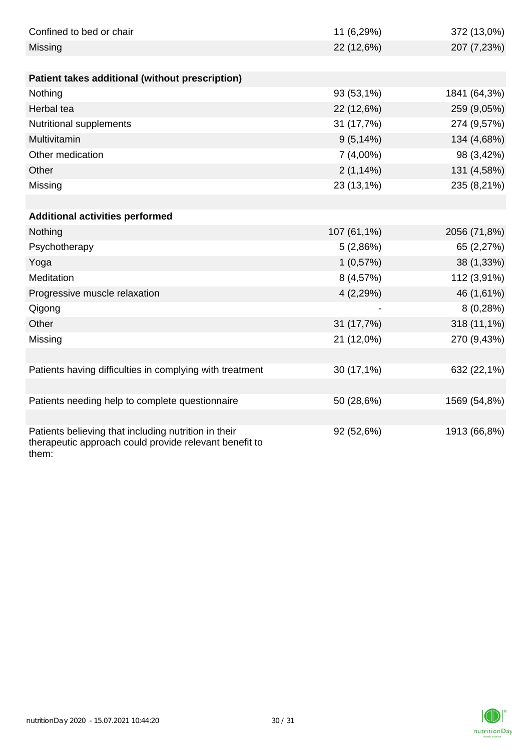| | | |
|---|---|---|
| Confined to bed or chair | 11 (6,29%) | 372 (13,0%) |
| Missing | 22 (12,6%) | 207 (7,23%) |
| | | |
| **Patient takes additional (without prescription)** | | |
| Nothing | 93 (53,1%) | 1841 (64,3%) |
| Herbal tea | 22 (12,6%) | 259 (9,05%) |
| Nutritional supplements | 31 (17,7%) | 274 (9,57%) |
| Multivitamin | 9 (5,14%) | 134 (4,68%) |
| Other medication | 7 (4,00%) | 98 (3,42%) |
| Other | 2 (1,14%) | 131 (4,58%) |
| Missing | 23 (13,1%) | 235 (8,21%) |
| | | |
| **Additional activities performed** | | |
| Nothing | 107 (61,1%) | 2056 (71,8%) |
| Psychotherapy | 5 (2,86%) | 65 (2,27%) |
| Yoga | 1 (0,57%) | 38 (1,33%) |
| Meditation | 8 (4,57%) | 112 (3,91%) |
| Progressive muscle relaxation | 4 (2,29%) | 46 (1,61%) |
| Qigong | - | 8 (0,28%) |
| Other | 31 (17,7%) | 318 (11,1%) |
| Missing | 21 (12,0%) | 270 (9,43%) |
| | | |
| Patients having difficulties in complying with treatment | 30 (17,1%) | 632 (22,1%) |
| | | |
| Patients needing help to complete questionnaire | 50 (28,6%) | 1569 (54,8%) |
| | | |
| Patients believing that including nutrition in their therapeutic approach could provide relevant benefit to them: | 92 (52,6%) | 1913 (66,8%) |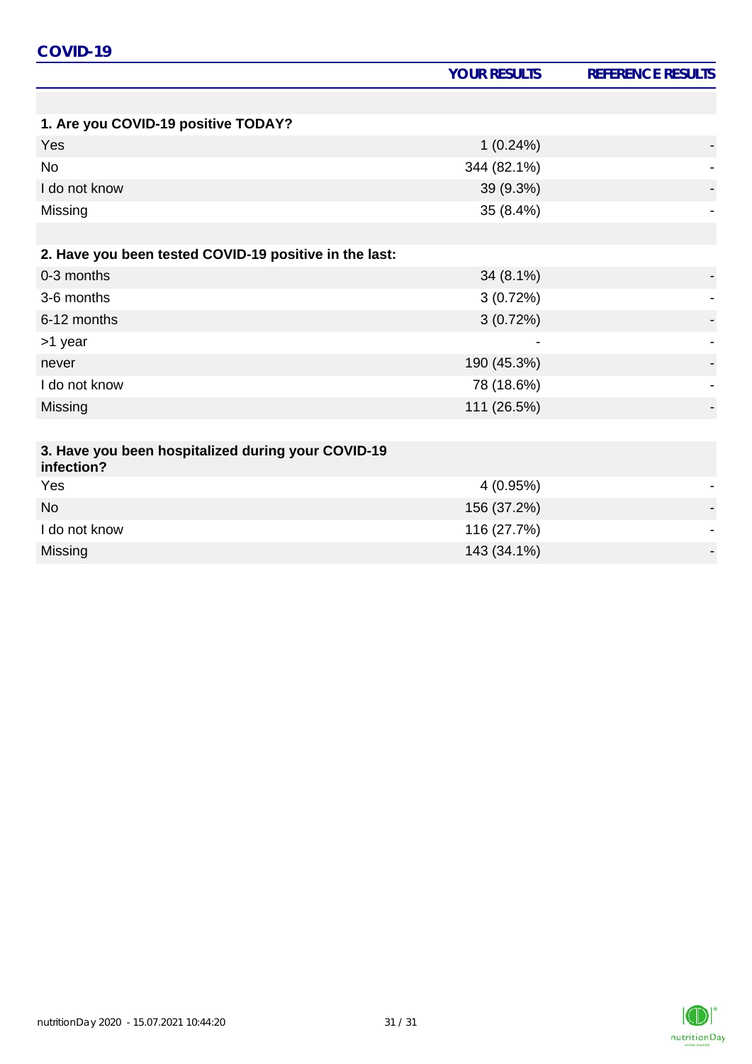## COVID-19

| | YOUR RESULTS | REFERENCE RESULTS |
|---|---|---|
| **1. Are you COVID-19 positive TODAY?** | | |
| Yes | 1 (0.24%) | - |
| No | 344 (82.1%) | - |
| I do not know | 39 (9.3%) | - |
| Missing | 35 (8.4%) | - |
| **2. Have you been tested COVID-19 positive in the last:** | | |
| 0-3 months | 34 (8.1%) | - |
| 3-6 months | 3 (0.72%) | - |
| 6-12 months | 3 (0.72%) | - |
| >1 year | - | - |
| never | 190 (45.3%) | - |
| I do not know | 78 (18.6%) | - |
| Missing | 111 (26.5%) | - |
| **3. Have you been hospitalized during your COVID-19 infection?** | | |
| Yes | 4 (0.95%) | - |
| No | 156 (37.2%) | - |
| I do not know | 116 (27.7%) | - |
| Missing | 143 (34.1%) | - |